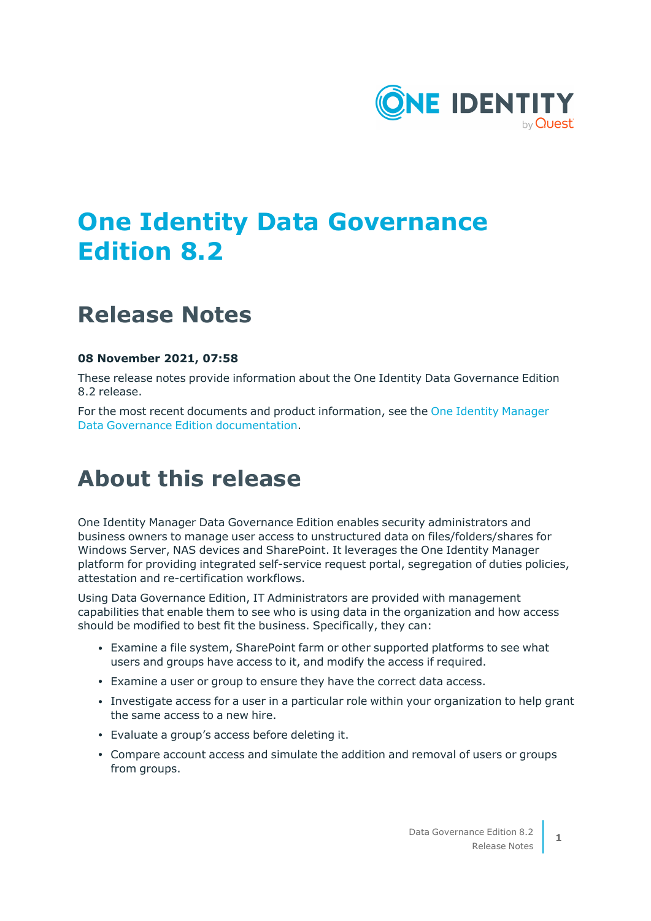# One Identity Data Governance Edition 8.2

## Release Notes

**08 November 2021, 07:58**

These release notes provide information about the One Identity Data Governance Edition 8.2 release.

For the most recent documents and product information, see the One Identity Manager Data Governance Edition documentation.

# About this release

One Identity Manager Data Governance Edition enables security administrators and business owners to manage user access to unstructured data on files/folders/shares for Windows Server, NAS devices and SharePoint. It leverages the One Identity Manager platform for providing integrated self-service request portal, segregation of duties policies, attestation and re-certification workflows.

Using Data Governance Edition, IT Administrators are provided with management capabilities that enable them to see who is using data in the organization and how access should be modified to best fit the business. Specifically, they can:

- Examine a file system, SharePoint farm or other supported platforms to see what users and groups have access to it, and modify the access if required.
- Examine a user or group to ensure they have the correct data access.
- Investigate access for a user in a particular role within your organization to help grant the same access to a new hire.
- Evaluate a group’s access before deleting it.
- Compare account access and simulate the addition and removal of users or groups from groups.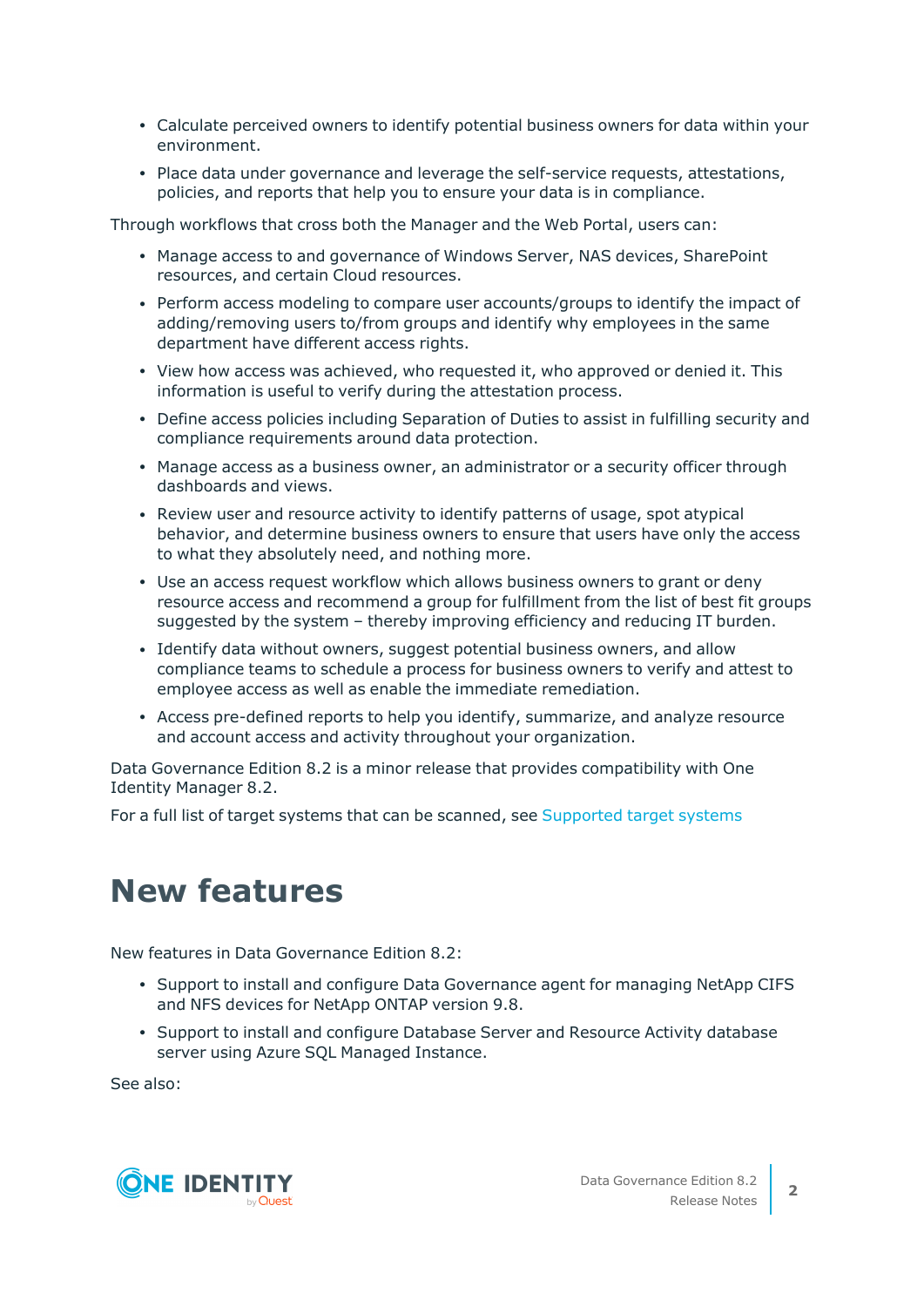- Calculate perceived owners to identify potential business owners for data within your environment.
- Place data under governance and leverage the self-service requests, attestations, policies, and reports that help you to ensure your data is in compliance.

Through workflows that cross both the Manager and the Web Portal, users can:

- Manage access to and governance of Windows Server, NAS devices, SharePoint resources, and certain Cloud resources.
- Perform access modeling to compare user accounts/groups to identify the impact of adding/removing users to/from groups and identify why employees in the same department have different access rights.
- View how access was achieved, who requested it, who approved or denied it. This information is useful to verify during the attestation process.
- Define access policies including Separation of Duties to assist in fulfilling security and compliance requirements around data protection.
- Manage access as a business owner, an administrator or a security officer through dashboards and views.
- Review user and resource activity to identify patterns of usage, spot atypical behavior, and determine business owners to ensure that users have only the access to what they absolutely need, and nothing more.
- Use an access request workflow which allows business owners to grant or deny resource access and recommend a group for fulfillment from the list of best fit groups suggested by the system – thereby improving efficiency and reducing IT burden.
- Identify data without owners, suggest potential business owners, and allow compliance teams to schedule a process for business owners to verify and attest to employee access as well as enable the immediate remediation.
- Access pre-defined reports to help you identify, summarize, and analyze resource and account access and activity throughout your organization.

Data Governance Edition 8.2 is a minor release that provides compatibility with One Identity Manager 8.2.

For a full list of target systems that can be scanned, see Supported target systems

# New features

New features in Data Governance Edition 8.2:

- Support to install and configure Data Governance agent for managing NetApp CIFS and NFS devices for NetApp ONTAP version 9.8.
- Support to install and configure Database Server and Resource Activity database server using Azure SQL Managed Instance.

See also: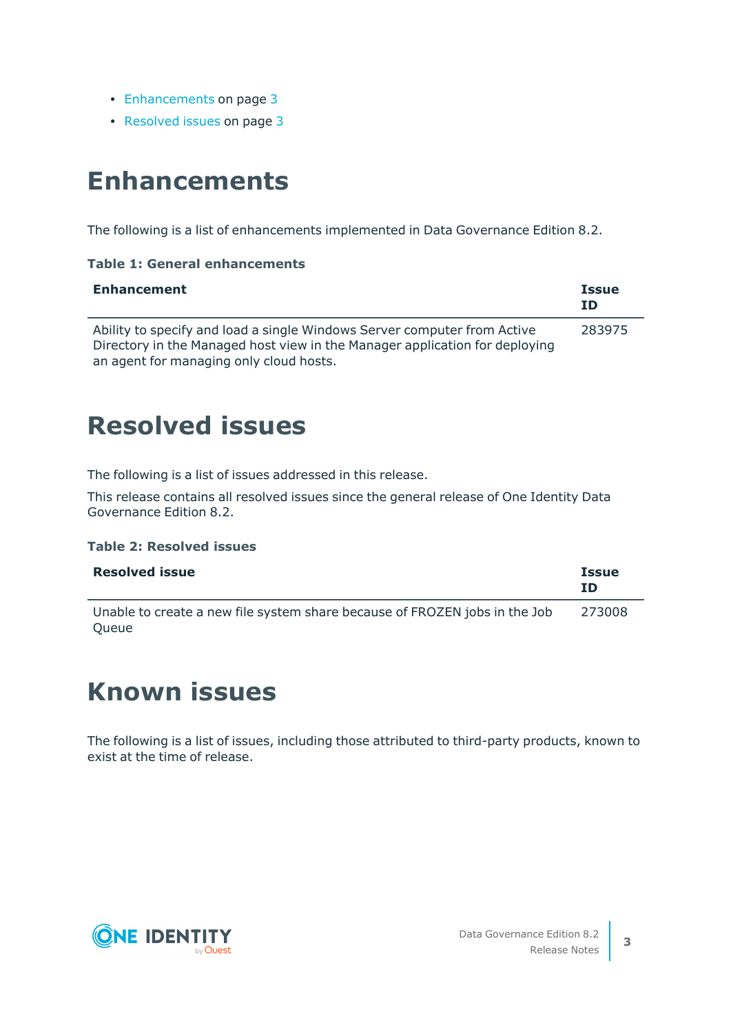- Enhancements on page 3
- Resolved issues on page 3

# Enhancements

The following is a list of enhancements implemented in Data Governance Edition 8.2.

**Table 1: General enhancements**

| Enhancement | Issue ID |
|---|---|
| Ability to specify and load a single Windows Server computer from Active Directory in the Managed host view in the Manager application for deploying an agent for managing only cloud hosts. | 283975 |

# Resolved issues

The following is a list of issues addressed in this release.

This release contains all resolved issues since the general release of One Identity Data Governance Edition 8.2.

**Table 2: Resolved issues**

| Resolved issue | Issue ID |
|---|---|
| Unable to create a new file system share because of FROZEN jobs in the Job Queue | 273008 |

# Known issues

The following is a list of issues, including those attributed to third-party products, known to exist at the time of release.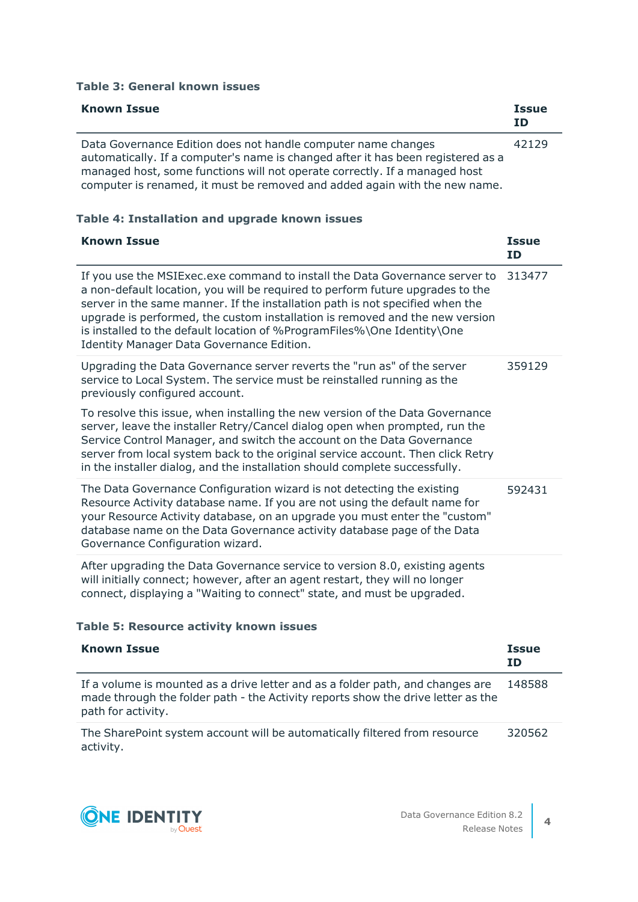**Table 3: General known issues**

| Known Issue | Issue ID |
|---|---|
| Data Governance Edition does not handle computer name changes automatically. If a computer's name is changed after it has been registered as a managed host, some functions will not operate correctly. If a managed host computer is renamed, it must be removed and added again with the new name. | 42129 |

**Table 4: Installation and upgrade known issues**

| Known Issue | Issue ID |
|---|---|
| If you use the MSIExec.exe command to install the Data Governance server to a non-default location, you will be required to perform future upgrades to the server in the same manner. If the installation path is not specified when the upgrade is performed, the custom installation is removed and the new version is installed to the default location of %ProgramFiles%\One Identity\One Identity Manager Data Governance Edition. | 313477 |
| Upgrading the Data Governance server reverts the "run as" of the server service to Local System. The service must be reinstalled running as the previously configured account.<br><br>To resolve this issue, when installing the new version of the Data Governance server, leave the installer Retry/Cancel dialog open when prompted, run the Service Control Manager, and switch the account on the Data Governance server from local system back to the original service account. Then click Retry in the installer dialog, and the installation should complete successfully. | 359129 |
| The Data Governance Configuration wizard is not detecting the existing Resource Activity database name. If you are not using the default name for your Resource Activity database, on an upgrade you must enter the "custom" database name on the Data Governance activity database page of the Data Governance Configuration wizard. | 592431 |
| After upgrading the Data Governance service to version 8.0, existing agents will initially connect; however, after an agent restart, they will no longer connect, displaying a "Waiting to connect" state, and must be upgraded. | |

**Table 5: Resource activity known issues**

| Known Issue | Issue ID |
|---|---|
| If a volume is mounted as a drive letter and as a folder path, and changes are made through the folder path - the Activity reports show the drive letter as the path for activity. | 148588 |
| The SharePoint system account will be automatically filtered from resource activity. | 320562 |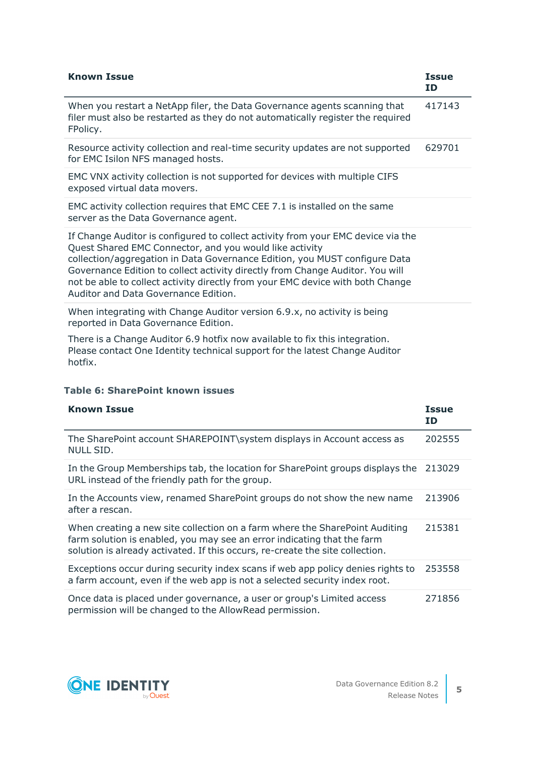| Known Issue | Issue ID |
|---|---|
| When you restart a NetApp filer, the Data Governance agents scanning that filer must also be restarted as they do not automatically register the required FPolicy. | 417143 |
| Resource activity collection and real-time security updates are not supported for EMC Isilon NFS managed hosts. | 629701 |
| EMC VNX activity collection is not supported for devices with multiple CIFS exposed virtual data movers. | |
| EMC activity collection requires that EMC CEE 7.1 is installed on the same server as the Data Governance agent. | |
| If Change Auditor is configured to collect activity from your EMC device via the Quest Shared EMC Connector, and you would like activity collection/aggregation in Data Governance Edition, you MUST configure Data Governance Edition to collect activity directly from Change Auditor. You will not be able to collect activity directly from your EMC device with both Change Auditor and Data Governance Edition. | |
| When integrating with Change Auditor version 6.9.x, no activity is being reported in Data Governance Edition.<br><br>There is a Change Auditor 6.9 hotfix now available to fix this integration. Please contact One Identity technical support for the latest Change Auditor hotfix. | |

**Table 6: SharePoint known issues**

| Known Issue | Issue ID |
|---|---|
| The SharePoint account SHAREPOINT\system displays in Account access as NULL SID. | 202555 |
| In the Group Memberships tab, the location for SharePoint groups displays the URL instead of the friendly path for the group. | 213029 |
| In the Accounts view, renamed SharePoint groups do not show the new name after a rescan. | 213906 |
| When creating a new site collection on a farm where the SharePoint Auditing farm solution is enabled, you may see an error indicating that the farm solution is already activated. If this occurs, re-create the site collection. | 215381 |
| Exceptions occur during security index scans if web app policy denies rights to a farm account, even if the web app is not a selected security index root. | 253558 |
| Once data is placed under governance, a user or group's Limited access permission will be changed to the AllowRead permission. | 271856 |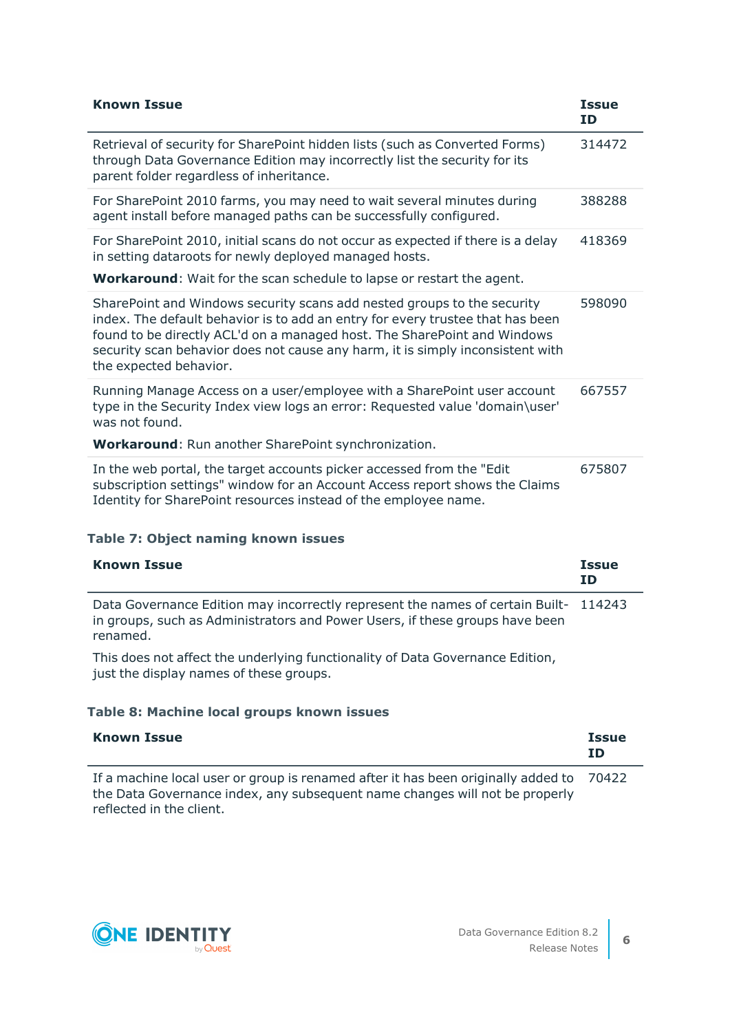| Known Issue | Issue ID |
| --- | --- |
| Retrieval of security for SharePoint hidden lists (such as Converted Forms) through Data Governance Edition may incorrectly list the security for its parent folder regardless of inheritance. | 314472 |
| For SharePoint 2010 farms, you may need to wait several minutes during agent install before managed paths can be successfully configured. | 388288 |
| For SharePoint 2010, initial scans do not occur as expected if there is a delay in setting dataroots for newly deployed managed hosts.<br><br>**Workaround**: Wait for the scan schedule to lapse or restart the agent. | 418369 |
| SharePoint and Windows security scans add nested groups to the security index. The default behavior is to add an entry for every trustee that has been found to be directly ACL'd on a managed host. The SharePoint and Windows security scan behavior does not cause any harm, it is simply inconsistent with the expected behavior. | 598090 |
| Running Manage Access on a user/employee with a SharePoint user account type in the Security Index view logs an error: Requested value 'domain\user' was not found.<br><br>**Workaround**: Run another SharePoint synchronization. | 667557 |
| In the web portal, the target accounts picker accessed from the "Edit subscription settings" window for an Account Access report shows the Claims Identity for SharePoint resources instead of the employee name. | 675807 |

**Table 7: Object naming known issues**

| Known Issue | Issue ID |
| --- | --- |
| Data Governance Edition may incorrectly represent the names of certain Built-in groups, such as Administrators and Power Users, if these groups have been renamed.<br><br>This does not affect the underlying functionality of Data Governance Edition, just the display names of these groups. | 114243 |

**Table 8: Machine local groups known issues**

| Known Issue | Issue ID |
| --- | --- |
| If a machine local user or group is renamed after it has been originally added to the Data Governance index, any subsequent name changes will not be properly reflected in the client. | 70422 |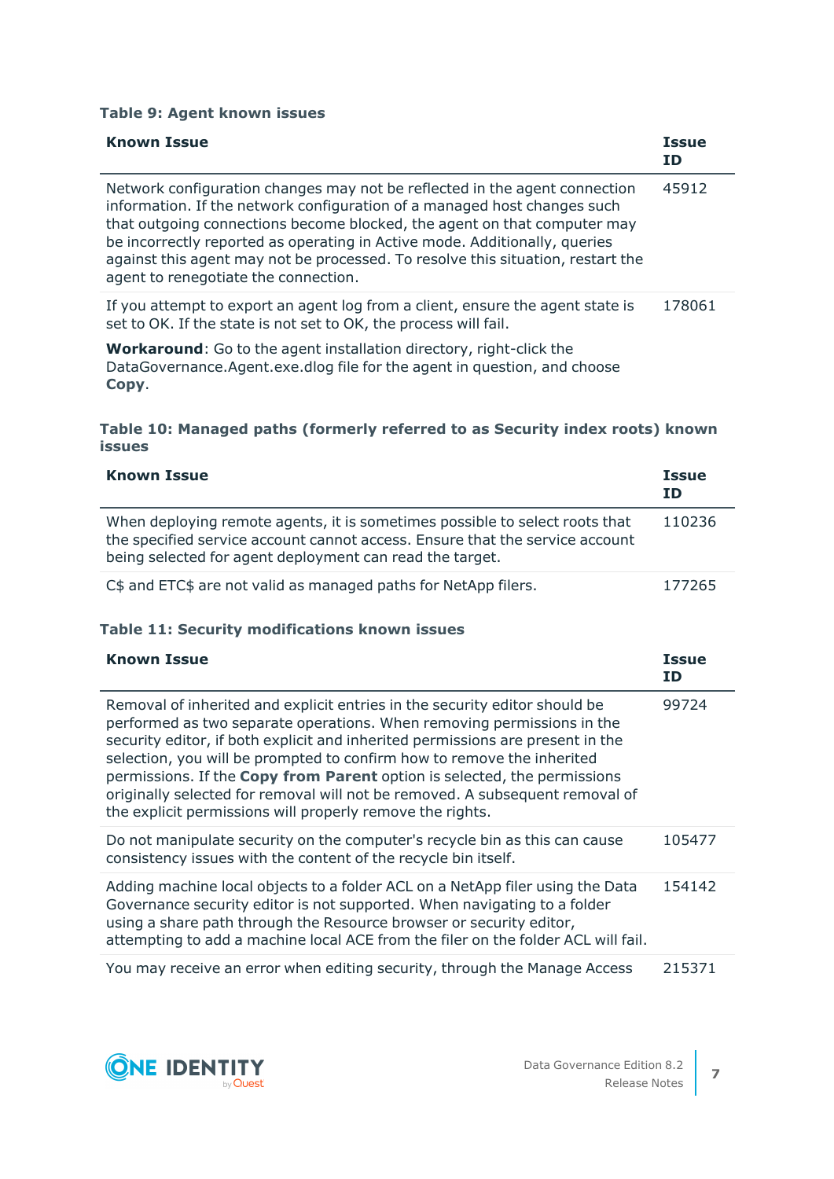**Table 9: Agent known issues**

| Known Issue | Issue ID |
|---|---|
| Network configuration changes may not be reflected in the agent connection information. If the network configuration of a managed host changes such that outgoing connections become blocked, the agent on that computer may be incorrectly reported as operating in Active mode. Additionally, queries against this agent may not be processed. To resolve this situation, restart the agent to renegotiate the connection. | 45912 |
| If you attempt to export an agent log from a client, ensure the agent state is set to OK. If the state is not set to OK, the process will fail.<br><br>**Workaround**: Go to the agent installation directory, right-click the DataGovernance.Agent.exe.dlog file for the agent in question, and choose **Copy**. | 178061 |

**Table 10: Managed paths (formerly referred to as Security index roots) known issues**

| Known Issue | Issue ID |
|---|---|
| When deploying remote agents, it is sometimes possible to select roots that the specified service account cannot access. Ensure that the service account being selected for agent deployment can read the target. | 110236 |
| C$ and ETC$ are not valid as managed paths for NetApp filers. | 177265 |

**Table 11: Security modifications known issues**

| Known Issue | Issue ID |
|---|---|
| Removal of inherited and explicit entries in the security editor should be performed as two separate operations. When removing permissions in the security editor, if both explicit and inherited permissions are present in the selection, you will be prompted to confirm how to remove the inherited permissions. If the **Copy from Parent** option is selected, the permissions originally selected for removal will not be removed. A subsequent removal of the explicit permissions will properly remove the rights. | 99724 |
| Do not manipulate security on the computer's recycle bin as this can cause consistency issues with the content of the recycle bin itself. | 105477 |
| Adding machine local objects to a folder ACL on a NetApp filer using the Data Governance security editor is not supported. When navigating to a folder using a share path through the Resource browser or security editor, attempting to add a machine local ACE from the filer on the folder ACL will fail. | 154142 |
| You may receive an error when editing security, through the Manage Access | 215371 |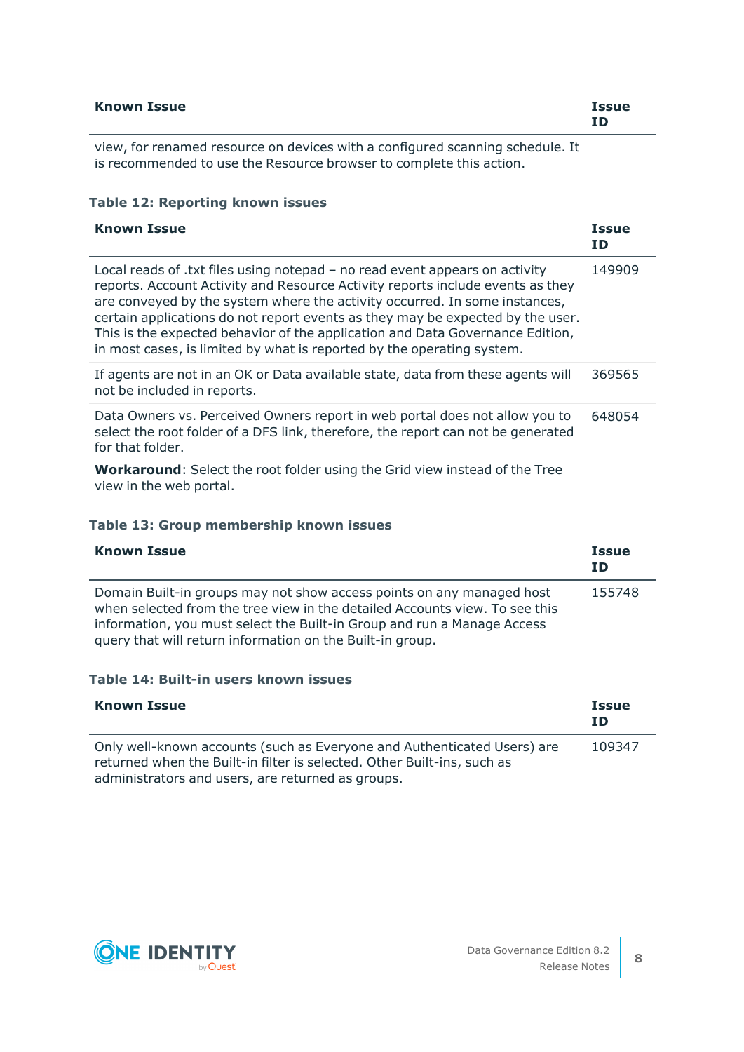| Known Issue | Issue ID |
| --- | --- |
| view, for renamed resource on devices with a configured scanning schedule. It is recommended to use the Resource browser to complete this action. | |

**Table 12: Reporting known issues**

| Known Issue | Issue ID |
| --- | --- |
| Local reads of .txt files using notepad – no read event appears on activity reports. Account Activity and Resource Activity reports include events as they are conveyed by the system where the activity occurred. In some instances, certain applications do not report events as they may be expected by the user. This is the expected behavior of the application and Data Governance Edition, in most cases, is limited by what is reported by the operating system. | 149909 |
| If agents are not in an OK or Data available state, data from these agents will not be included in reports. | 369565 |
| Data Owners vs. Perceived Owners report in web portal does not allow you to select the root folder of a DFS link, therefore, the report can not be generated for that folder.<br><br>**Workaround**: Select the root folder using the Grid view instead of the Tree view in the web portal. | 648054 |

**Table 13: Group membership known issues**

| Known Issue | Issue ID |
| --- | --- |
| Domain Built-in groups may not show access points on any managed host when selected from the tree view in the detailed Accounts view. To see this information, you must select the Built-in Group and run a Manage Access query that will return information on the Built-in group. | 155748 |

**Table 14: Built-in users known issues**

| Known Issue | Issue ID |
| --- | --- |
| Only well-known accounts (such as Everyone and Authenticated Users) are returned when the Built-in filter is selected. Other Built-ins, such as administrators and users, are returned as groups. | 109347 |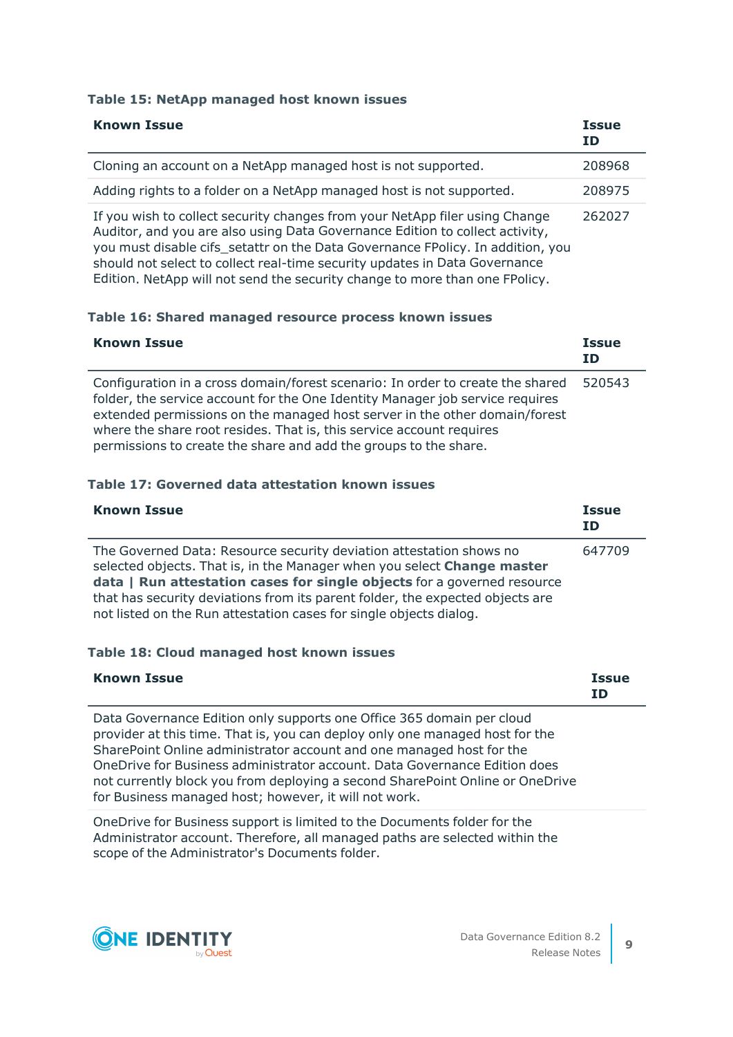**Table 15: NetApp managed host known issues**

| Known Issue | Issue ID |
| --- | --- |
| Cloning an account on a NetApp managed host is not supported. | 208968 |
| Adding rights to a folder on a NetApp managed host is not supported. | 208975 |
| If you wish to collect security changes from your NetApp filer using Change Auditor, and you are also using Data Governance Edition to collect activity, you must disable cifs_setattr on the Data Governance FPolicy. In addition, you should not select to collect real-time security updates in Data Governance Edition. NetApp will not send the security change to more than one FPolicy. | 262027 |

**Table 16: Shared managed resource process known issues**

| Known Issue | Issue ID |
| --- | --- |
| Configuration in a cross domain/forest scenario: In order to create the shared folder, the service account for the One Identity Manager job service requires extended permissions on the managed host server in the other domain/forest where the share root resides. That is, this service account requires permissions to create the share and add the groups to the share. | 520543 |

**Table 17: Governed data attestation known issues**

| Known Issue | Issue ID |
| --- | --- |
| The Governed Data: Resource security deviation attestation shows no selected objects. That is, in the Manager when you select **Change master data \| Run attestation cases for single objects** for a governed resource that has security deviations from its parent folder, the expected objects are not listed on the Run attestation cases for single objects dialog. | 647709 |

**Table 18: Cloud managed host known issues**

| Known Issue | Issue ID |
| --- | --- |
| Data Governance Edition only supports one Office 365 domain per cloud provider at this time. That is, you can deploy only one managed host for the SharePoint Online administrator account and one managed host for the OneDrive for Business administrator account. Data Governance Edition does not currently block you from deploying a second SharePoint Online or OneDrive for Business managed host; however, it will not work. | |
| OneDrive for Business support is limited to the Documents folder for the Administrator account. Therefore, all managed paths are selected within the scope of the Administrator's Documents folder. | |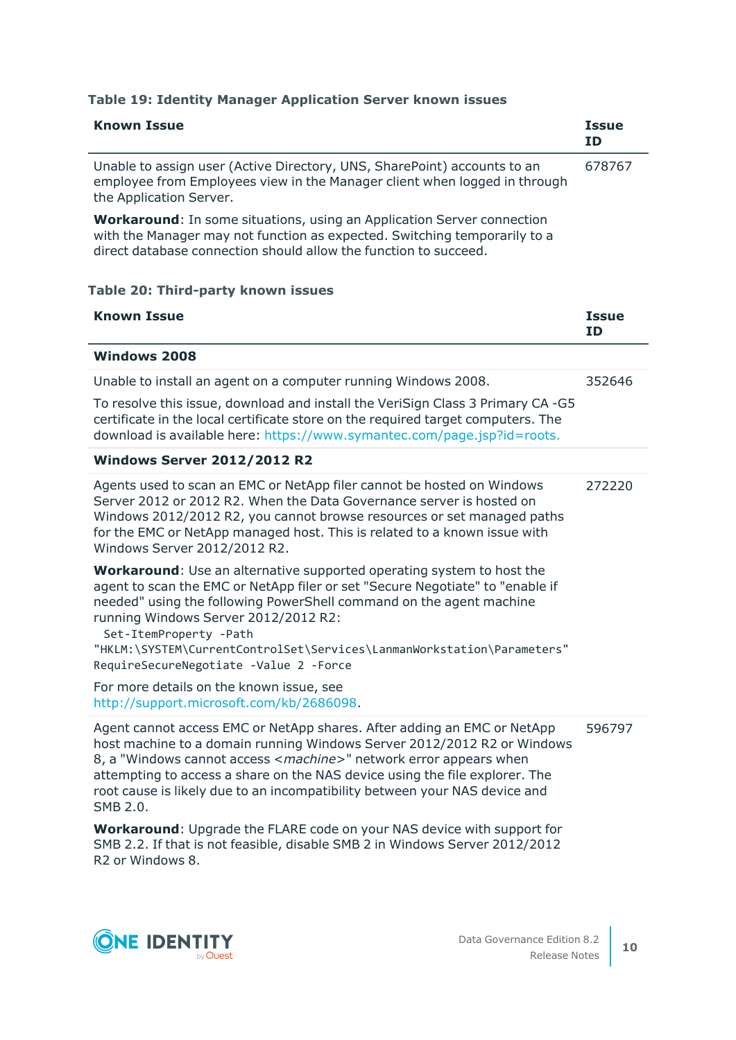**Table 19: Identity Manager Application Server known issues**

| Known Issue | Issue ID |
|---|---|
| Unable to assign user (Active Directory, UNS, SharePoint) accounts to an employee from Employees view in the Manager client when logged in through the Application Server.<br><br>**Workaround**: In some situations, using an Application Server connection with the Manager may not function as expected. Switching temporarily to a direct database connection should allow the function to succeed. | 678767 |

**Table 20: Third-party known issues**

| Known Issue | Issue ID |
|---|---|
| **Windows 2008** | |
| Unable to install an agent on a computer running Windows 2008.<br><br>To resolve this issue, download and install the VeriSign Class 3 Primary CA -G5 certificate in the local certificate store on the required target computers. The download is available here: https://www.symantec.com/page.jsp?id=roots. | 352646 |
| **Windows Server 2012/2012 R2** | |
| Agents used to scan an EMC or NetApp filer cannot be hosted on Windows Server 2012 or 2012 R2. When the Data Governance server is hosted on Windows 2012/2012 R2, you cannot browse resources or set managed paths for the EMC or NetApp managed host. This is related to a known issue with Windows Server 2012/2012 R2.<br><br>**Workaround**: Use an alternative supported operating system to host the agent to scan the EMC or NetApp filer or set "Secure Negotiate" to "enable if needed" using the following PowerShell command on the agent machine running Windows Server 2012/2012 R2:<br>`Set-ItemProperty -Path "HKLM:\SYSTEM\CurrentControlSet\Services\LanmanWorkstation\Parameters" RequireSecureNegotiate -Value 2 -Force`<br><br>For more details on the known issue, see http://support.microsoft.com/kb/2686098. | 272220 |
| Agent cannot access EMC or NetApp shares. After adding an EMC or NetApp host machine to a domain running Windows Server 2012/2012 R2 or Windows 8, a "Windows cannot access <*machine*>" network error appears when attempting to access a share on the NAS device using the file explorer. The root cause is likely due to an incompatibility between your NAS device and SMB 2.0.<br><br>**Workaround**: Upgrade the FLARE code on your NAS device with support for SMB 2.2. If that is not feasible, disable SMB 2 in Windows Server 2012/2012 R2 or Windows 8. | 596797 |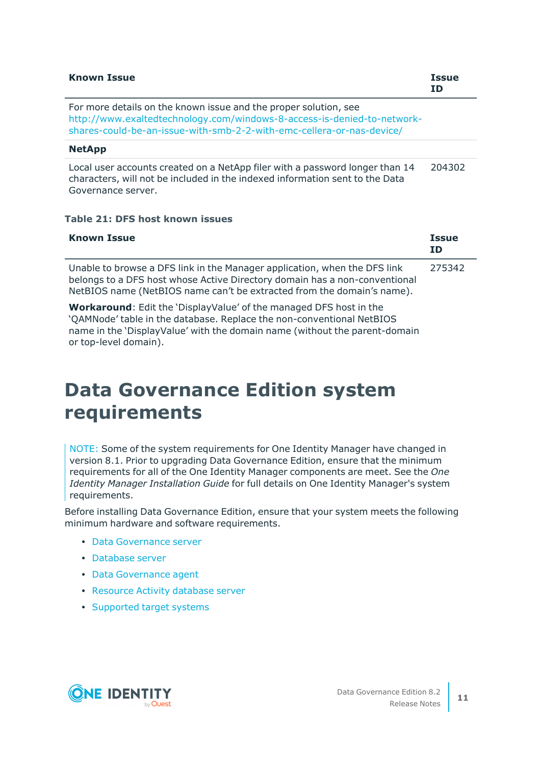| Known Issue | Issue ID |
| --- | --- |
| For more details on the known issue and the proper solution, see http://www.exaltedtechnology.com/windows-8-access-is-denied-to-network-shares-could-be-an-issue-with-smb-2-2-with-emc-cellera-or-nas-device/ | |
| **NetApp** | |
| Local user accounts created on a NetApp filer with a password longer than 14 characters, will not be included in the indexed information sent to the Data Governance server. | 204302 |

**Table 21: DFS host known issues**

| Known Issue | Issue ID |
| --- | --- |
| Unable to browse a DFS link in the Manager application, when the DFS link belongs to a DFS host whose Active Directory domain has a non-conventional NetBIOS name (NetBIOS name can't be extracted from the domain's name).<br><br>**Workaround**: Edit the 'DisplayValue' of the managed DFS host in the 'QAMNode' table in the database. Replace the non-conventional NetBIOS name in the 'DisplayValue' with the domain name (without the parent-domain or top-level domain). | 275342 |

# Data Governance Edition system requirements

NOTE: Some of the system requirements for One Identity Manager have changed in version 8.1. Prior to upgrading Data Governance Edition, ensure that the minimum requirements for all of the One Identity Manager components are meet. See the *One Identity Manager Installation Guide* for full details on One Identity Manager's system requirements.

Before installing Data Governance Edition, ensure that your system meets the following minimum hardware and software requirements.

- Data Governance server
- Database server
- Data Governance agent
- Resource Activity database server
- Supported target systems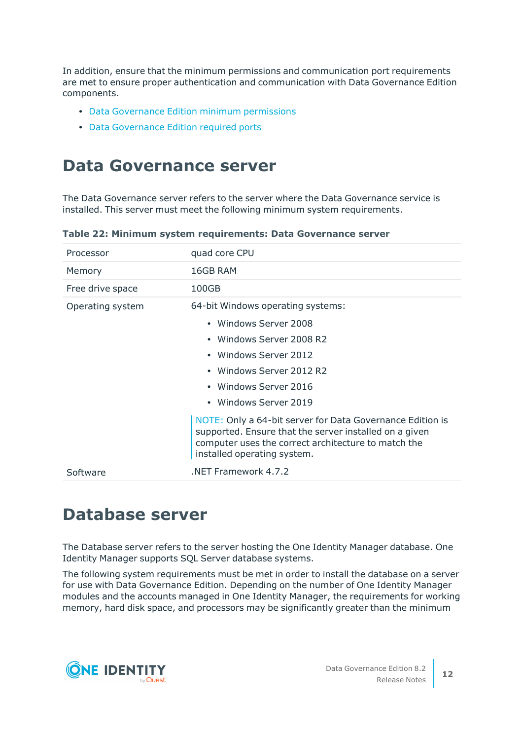In addition, ensure that the minimum permissions and communication port requirements are met to ensure proper authentication and communication with Data Governance Edition components.

- Data Governance Edition minimum permissions
- Data Governance Edition required ports

# Data Governance server

The Data Governance server refers to the server where the Data Governance service is installed. This server must meet the following minimum system requirements.

**Table 22: Minimum system requirements: Data Governance server**

| | |
|---|---|
| Processor | quad core CPU |
| Memory | 16GB RAM |
| Free drive space | 100GB |
| Operating system | 64-bit Windows operating systems:<br>• Windows Server 2008<br>• Windows Server 2008 R2<br>• Windows Server 2012<br>• Windows Server 2012 R2<br>• Windows Server 2016<br>• Windows Server 2019<br>NOTE: Only a 64-bit server for Data Governance Edition is supported. Ensure that the server installed on a given computer uses the correct architecture to match the installed operating system. |
| Software | .NET Framework 4.7.2 |

# Database server

The Database server refers to the server hosting the One Identity Manager database. One Identity Manager supports SQL Server database systems.

The following system requirements must be met in order to install the database on a server for use with Data Governance Edition. Depending on the number of One Identity Manager modules and the accounts managed in One Identity Manager, the requirements for working memory, hard disk space, and processors may be significantly greater than the minimum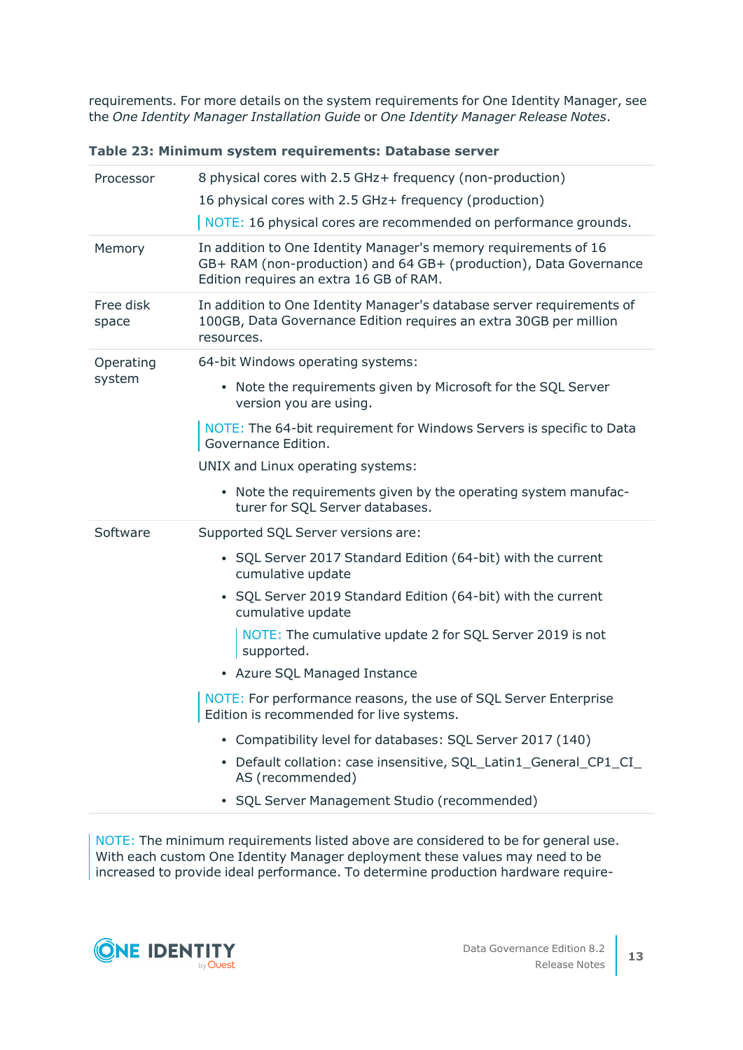requirements. For more details on the system requirements for One Identity Manager, see the *One Identity Manager Installation Guide* or *One Identity Manager Release Notes*.

**Table 23: Minimum system requirements: Database server**

| | |
|---|---|
| Processor | 8 physical cores with 2.5 GHz+ frequency (non-production)<br><br>16 physical cores with 2.5 GHz+ frequency (production)<br><br>NOTE: 16 physical cores are recommended on performance grounds. |
| Memory | In addition to One Identity Manager's memory requirements of 16 GB+ RAM (non-production) and 64 GB+ (production), Data Governance Edition requires an extra 16 GB of RAM. |
| Free disk space | In addition to One Identity Manager's database server requirements of 100GB, Data Governance Edition requires an extra 30GB per million resources. |
| Operating system | 64-bit Windows operating systems:<br><br>• Note the requirements given by Microsoft for the SQL Server version you are using.<br><br>NOTE: The 64-bit requirement for Windows Servers is specific to Data Governance Edition.<br><br>UNIX and Linux operating systems:<br><br>• Note the requirements given by the operating system manufacturer for SQL Server databases. |
| Software | Supported SQL Server versions are:<br><br>• SQL Server 2017 Standard Edition (64-bit) with the current cumulative update<br><br>• SQL Server 2019 Standard Edition (64-bit) with the current cumulative update<br><br>NOTE: The cumulative update 2 for SQL Server 2019 is not supported.<br><br>• Azure SQL Managed Instance<br><br>NOTE: For performance reasons, the use of SQL Server Enterprise Edition is recommended for live systems.<br><br>• Compatibility level for databases: SQL Server 2017 (140)<br><br>• Default collation: case insensitive, SQL_Latin1_General_CP1_CI_AS (recommended)<br><br>• SQL Server Management Studio (recommended) |

NOTE: The minimum requirements listed above are considered to be for general use. With each custom One Identity Manager deployment these values may need to be increased to provide ideal performance. To determine production hardware require-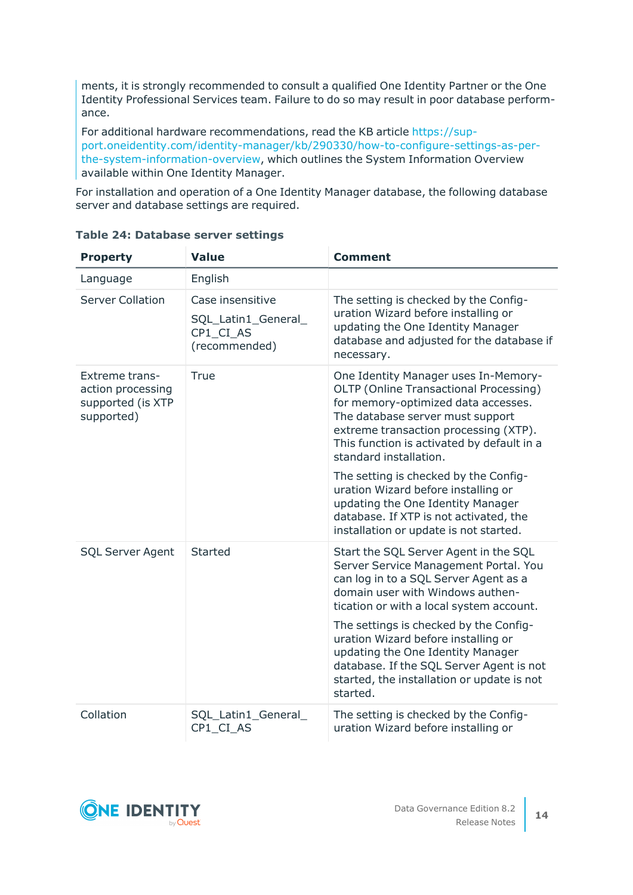ments, it is strongly recommended to consult a qualified One Identity Partner or the One Identity Professional Services team. Failure to do so may result in poor database performance.

For additional hardware recommendations, read the KB article https://support.oneidentity.com/identity-manager/kb/290330/how-to-configure-settings-as-per-the-system-information-overview, which outlines the System Information Overview available within One Identity Manager.

For installation and operation of a One Identity Manager database, the following database server and database settings are required.

**Table 24: Database server settings**

| Property | Value | Comment |
|---|---|---|
| Language | English | |
| Server Collation | Case insensitive<br><br>SQL_Latin1_General_CP1_CI_AS (recommended) | The setting is checked by the Configuration Wizard before installing or updating the One Identity Manager database and adjusted for the database if necessary. |
| Extreme transaction processing supported (is XTP supported) | True | One Identity Manager uses In-Memory-OLTP (Online Transactional Processing) for memory-optimized data accesses. The database server must support extreme transaction processing (XTP). This function is activated by default in a standard installation.<br><br>The setting is checked by the Configuration Wizard before installing or updating the One Identity Manager database. If XTP is not activated, the installation or update is not started. |
| SQL Server Agent | Started | Start the SQL Server Agent in the SQL Server Service Management Portal. You can log in to a SQL Server Agent as a domain user with Windows authentication or with a local system account.<br><br>The settings is checked by the Configuration Wizard before installing or updating the One Identity Manager database. If the SQL Server Agent is not started, the installation or update is not started. |
| Collation | SQL_Latin1_General_CP1_CI_AS | The setting is checked by the Configuration Wizard before installing or |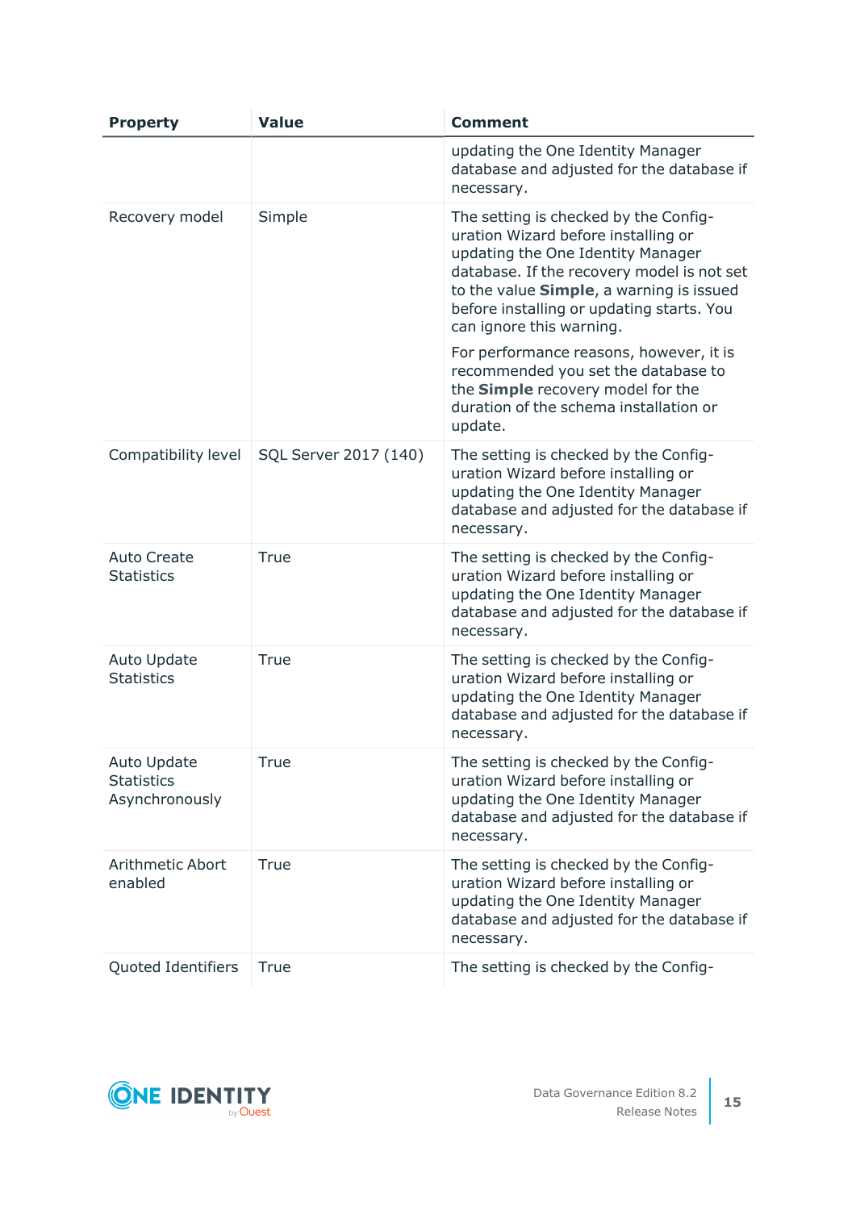| Property | Value | Comment |
|---|---|---|
| | | updating the One Identity Manager database and adjusted for the database if necessary. |
| Recovery model | Simple | The setting is checked by the Configuration Wizard before installing or updating the One Identity Manager database. If the recovery model is not set to the value **Simple**, a warning is issued before installing or updating starts. You can ignore this warning.<br><br>For performance reasons, however, it is recommended you set the database to the **Simple** recovery model for the duration of the schema installation or update. |
| Compatibility level | SQL Server 2017 (140) | The setting is checked by the Configuration Wizard before installing or updating the One Identity Manager database and adjusted for the database if necessary. |
| Auto Create Statistics | True | The setting is checked by the Configuration Wizard before installing or updating the One Identity Manager database and adjusted for the database if necessary. |
| Auto Update Statistics | True | The setting is checked by the Configuration Wizard before installing or updating the One Identity Manager database and adjusted for the database if necessary. |
| Auto Update Statistics Asynchronously | True | The setting is checked by the Configuration Wizard before installing or updating the One Identity Manager database and adjusted for the database if necessary. |
| Arithmetic Abort enabled | True | The setting is checked by the Configuration Wizard before installing or updating the One Identity Manager database and adjusted for the database if necessary. |
| Quoted Identifiers | True | The setting is checked by the Config- |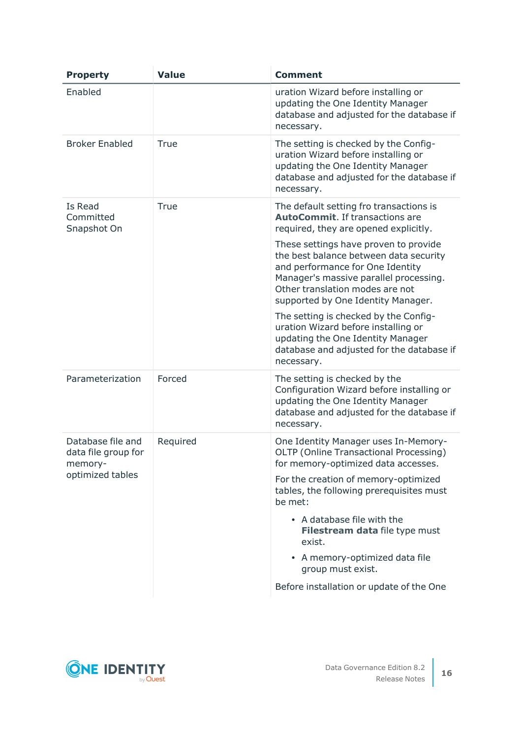| Property | Value | Comment |
|---|---|---|
| Enabled | | uration Wizard before installing or updating the One Identity Manager database and adjusted for the database if necessary. |
| Broker Enabled | True | The setting is checked by the Configuration Wizard before installing or updating the One Identity Manager database and adjusted for the database if necessary. |
| Is Read Committed Snapshot On | True | The default setting fro transactions is **AutoCommit**. If transactions are required, they are opened explicitly.<br><br>These settings have proven to provide the best balance between data security and performance for One Identity Manager's massive parallel processing. Other translation modes are not supported by One Identity Manager.<br><br>The setting is checked by the Configuration Wizard before installing or updating the One Identity Manager database and adjusted for the database if necessary. |
| Parameterization | Forced | The setting is checked by the Configuration Wizard before installing or updating the One Identity Manager database and adjusted for the database if necessary. |
| Database file and data file group for memory-optimized tables | Required | One Identity Manager uses In-Memory-OLTP (Online Transactional Processing) for memory-optimized data accesses.<br><br>For the creation of memory-optimized tables, the following prerequisites must be met:<br><br>• A database file with the **Filestream data** file type must exist.<br>• A memory-optimized data file group must exist.<br><br>Before installation or update of the One |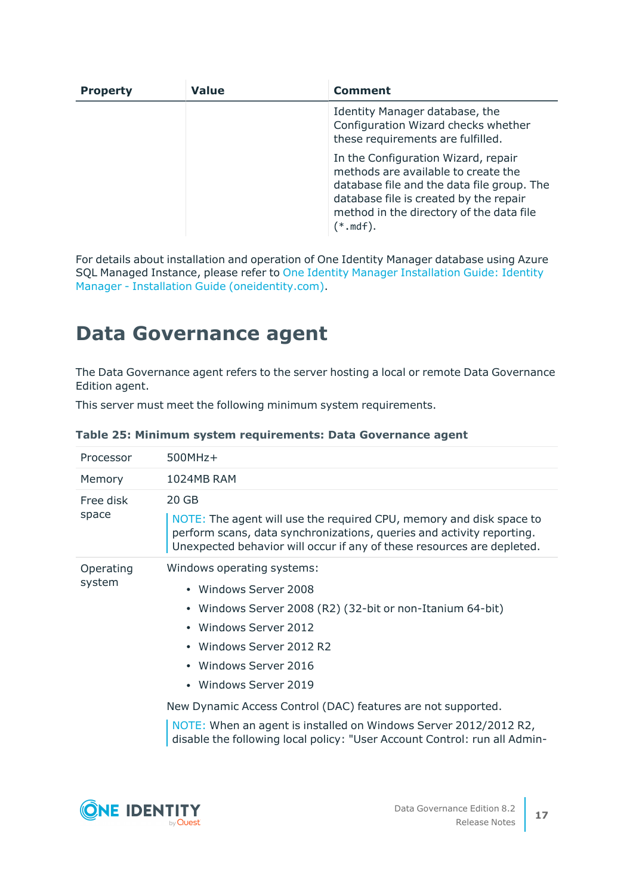| Property | Value | Comment |
|---|---|---|
| | | Identity Manager database, the Configuration Wizard checks whether these requirements are fulfilled.<br><br>In the Configuration Wizard, repair methods are available to create the database file and the data file group. The database file is created by the repair method in the directory of the data file (*.mdf). |

For details about installation and operation of One Identity Manager database using Azure SQL Managed Instance, please refer to One Identity Manager Installation Guide: Identity Manager - Installation Guide (oneidentity.com).

# Data Governance agent

The Data Governance agent refers to the server hosting a local or remote Data Governance Edition agent.

This server must meet the following minimum system requirements.

**Table 25: Minimum system requirements: Data Governance agent**

| | |
|---|---|
| Processor | 500MHz+ |
| Memory | 1024MB RAM |
| Free disk space | 20 GB<br><br>NOTE: The agent will use the required CPU, memory and disk space to perform scans, data synchronizations, queries and activity reporting. Unexpected behavior will occur if any of these resources are depleted. |
| Operating system | Windows operating systems:<br>• Windows Server 2008<br>• Windows Server 2008 (R2) (32-bit or non-Itanium 64-bit)<br>• Windows Server 2012<br>• Windows Server 2012 R2<br>• Windows Server 2016<br>• Windows Server 2019<br><br>New Dynamic Access Control (DAC) features are not supported.<br><br>NOTE: When an agent is installed on Windows Server 2012/2012 R2, disable the following local policy: "User Account Control: run all Admin- |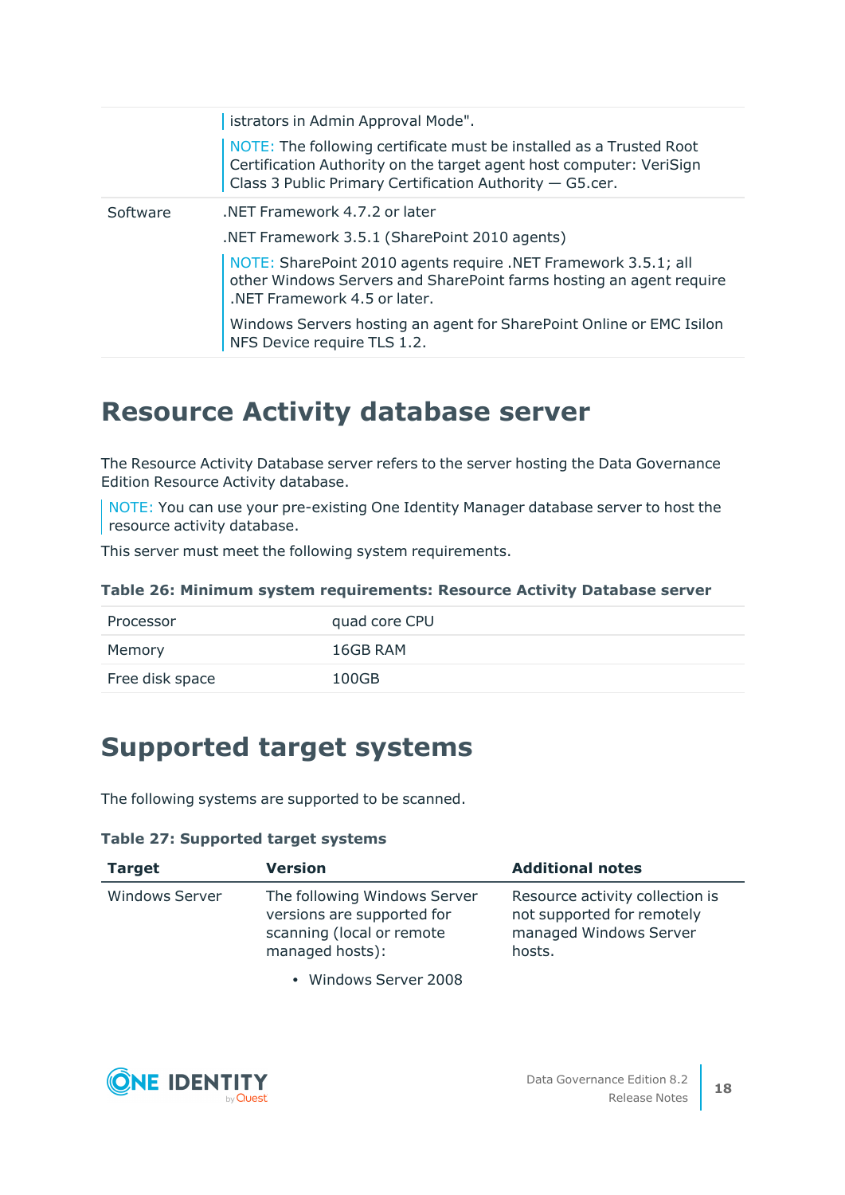| | |
|---|---|
| | istrators in Admin Approval Mode".<br><br>NOTE: The following certificate must be installed as a Trusted Root Certification Authority on the target agent host computer: VeriSign Class 3 Public Primary Certification Authority — G5.cer. |
| Software | .NET Framework 4.7.2 or later<br><br>.NET Framework 3.5.1 (SharePoint 2010 agents)<br><br>NOTE: SharePoint 2010 agents require .NET Framework 3.5.1; all other Windows Servers and SharePoint farms hosting an agent require .NET Framework 4.5 or later.<br><br>Windows Servers hosting an agent for SharePoint Online or EMC Isilon NFS Device require TLS 1.2. |

# Resource Activity database server

The Resource Activity Database server refers to the server hosting the Data Governance Edition Resource Activity database.

NOTE: You can use your pre-existing One Identity Manager database server to host the resource activity database.

This server must meet the following system requirements.

**Table 26: Minimum system requirements: Resource Activity Database server**

| | |
|---|---|
| Processor | quad core CPU |
| Memory | 16GB RAM |
| Free disk space | 100GB |

# Supported target systems

The following systems are supported to be scanned.

**Table 27: Supported target systems**

| Target | Version | Additional notes |
|---|---|---|
| Windows Server | The following Windows Server versions are supported for scanning (local or remote managed hosts):<br><br>• Windows Server 2008 | Resource activity collection is not supported for remotely managed Windows Server hosts. |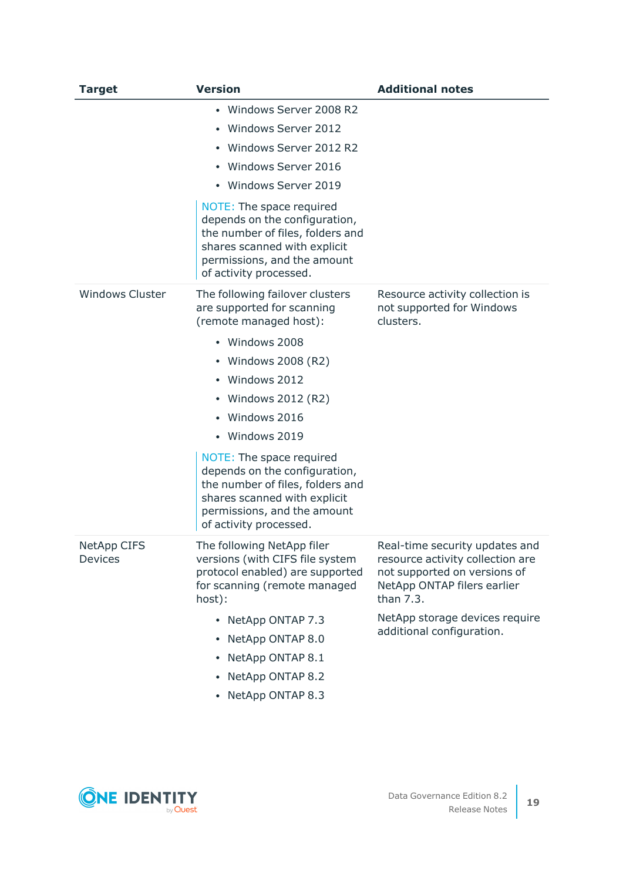| Target | Version | Additional notes |
|---|---|---|
| | • Windows Server 2008 R2<br>• Windows Server 2012<br>• Windows Server 2012 R2<br>• Windows Server 2016<br>• Windows Server 2019<br><br>NOTE: The space required depends on the configuration, the number of files, folders and shares scanned with explicit permissions, and the amount of activity processed. | |
| Windows Cluster | The following failover clusters are supported for scanning (remote managed host):<br><br>• Windows 2008<br>• Windows 2008 (R2)<br>• Windows 2012<br>• Windows 2012 (R2)<br>• Windows 2016<br>• Windows 2019<br><br>NOTE: The space required depends on the configuration, the number of files, folders and shares scanned with explicit permissions, and the amount of activity processed. | Resource activity collection is not supported for Windows clusters. |
| NetApp CIFS Devices | The following NetApp filer versions (with CIFS file system protocol enabled) are supported for scanning (remote managed host):<br><br>• NetApp ONTAP 7.3<br>• NetApp ONTAP 8.0<br>• NetApp ONTAP 8.1<br>• NetApp ONTAP 8.2<br>• NetApp ONTAP 8.3 | Real-time security updates and resource activity collection are not supported on versions of NetApp ONTAP filers earlier than 7.3.<br><br>NetApp storage devices require additional configuration. |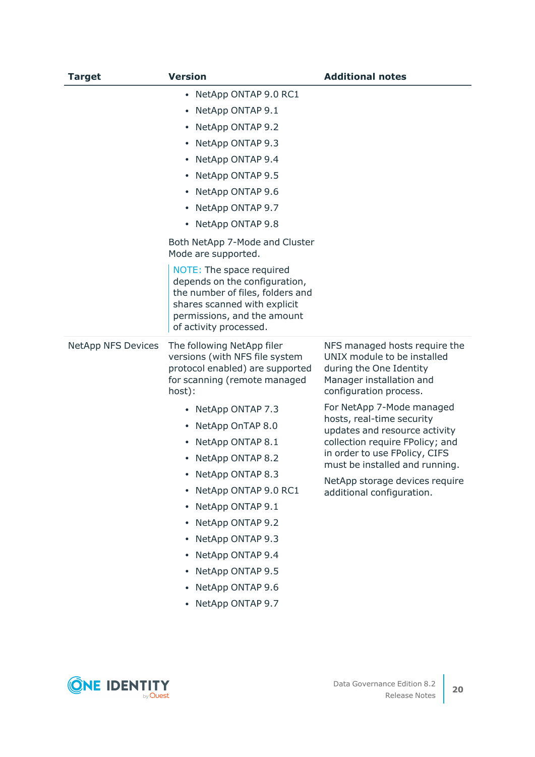| Target | Version | Additional notes |
|---|---|---|
| | • NetApp ONTAP 9.0 RC1<br>• NetApp ONTAP 9.1<br>• NetApp ONTAP 9.2<br>• NetApp ONTAP 9.3<br>• NetApp ONTAP 9.4<br>• NetApp ONTAP 9.5<br>• NetApp ONTAP 9.6<br>• NetApp ONTAP 9.7<br>• NetApp ONTAP 9.8<br><br>Both NetApp 7-Mode and Cluster Mode are supported.<br><br>NOTE: The space required depends on the configuration, the number of files, folders and shares scanned with explicit permissions, and the amount of activity processed. | |
| NetApp NFS Devices | The following NetApp filer versions (with NFS file system protocol enabled) are supported for scanning (remote managed host):<br><br>• NetApp ONTAP 7.3<br>• NetApp OnTAP 8.0<br>• NetApp ONTAP 8.1<br>• NetApp ONTAP 8.2<br>• NetApp ONTAP 8.3<br>• NetApp ONTAP 9.0 RC1<br>• NetApp ONTAP 9.1<br>• NetApp ONTAP 9.2<br>• NetApp ONTAP 9.3<br>• NetApp ONTAP 9.4<br>• NetApp ONTAP 9.5<br>• NetApp ONTAP 9.6<br>• NetApp ONTAP 9.7 | NFS managed hosts require the UNIX module to be installed during the One Identity Manager installation and configuration process.<br><br>For NetApp 7-Mode managed hosts, real-time security updates and resource activity collection require FPolicy; and in order to use FPolicy, CIFS must be installed and running.<br><br>NetApp storage devices require additional configuration. |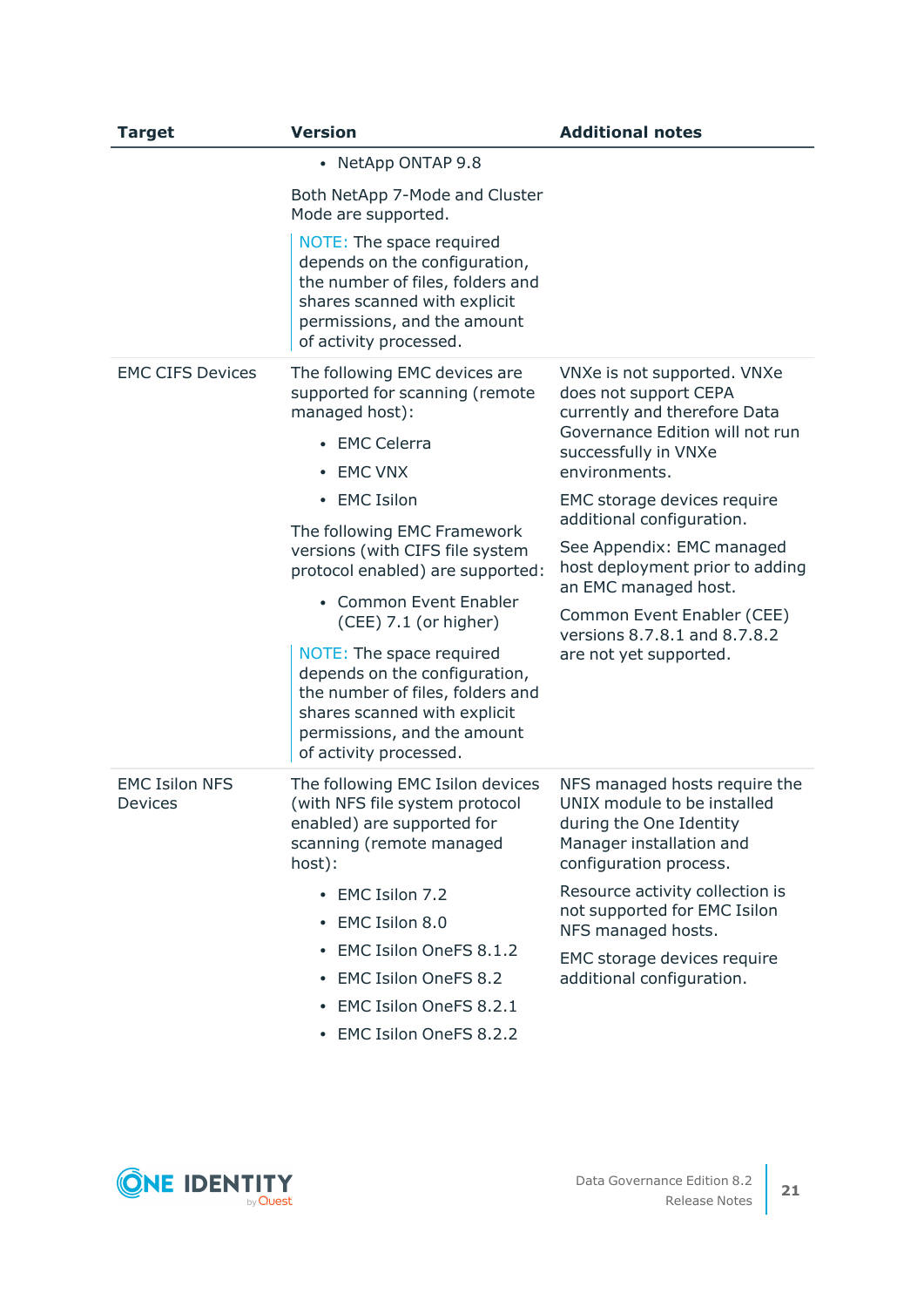| Target | Version | Additional notes |
|---|---|---|
| | • NetApp ONTAP 9.8<br><br>Both NetApp 7-Mode and Cluster Mode are supported.<br><br>NOTE: The space required depends on the configuration, the number of files, folders and shares scanned with explicit permissions, and the amount of activity processed. | |
| EMC CIFS Devices | The following EMC devices are supported for scanning (remote managed host):<br><br>• EMC Celerra<br>• EMC VNX<br>• EMC Isilon<br><br>The following EMC Framework versions (with CIFS file system protocol enabled) are supported:<br><br>• Common Event Enabler (CEE) 7.1 (or higher)<br><br>NOTE: The space required depends on the configuration, the number of files, folders and shares scanned with explicit permissions, and the amount of activity processed. | VNXe is not supported. VNXe does not support CEPA currently and therefore Data Governance Edition will not run successfully in VNXe environments.<br><br>EMC storage devices require additional configuration.<br><br>See Appendix: EMC managed host deployment prior to adding an EMC managed host.<br><br>Common Event Enabler (CEE) versions 8.7.8.1 and 8.7.8.2 are not yet supported. |
| EMC Isilon NFS Devices | The following EMC Isilon devices (with NFS file system protocol enabled) are supported for scanning (remote managed host):<br><br>• EMC Isilon 7.2<br>• EMC Isilon 8.0<br>• EMC Isilon OneFS 8.1.2<br>• EMC Isilon OneFS 8.2<br>• EMC Isilon OneFS 8.2.1<br>• EMC Isilon OneFS 8.2.2 | NFS managed hosts require the UNIX module to be installed during the One Identity Manager installation and configuration process.<br><br>Resource activity collection is not supported for EMC Isilon NFS managed hosts.<br><br>EMC storage devices require additional configuration. |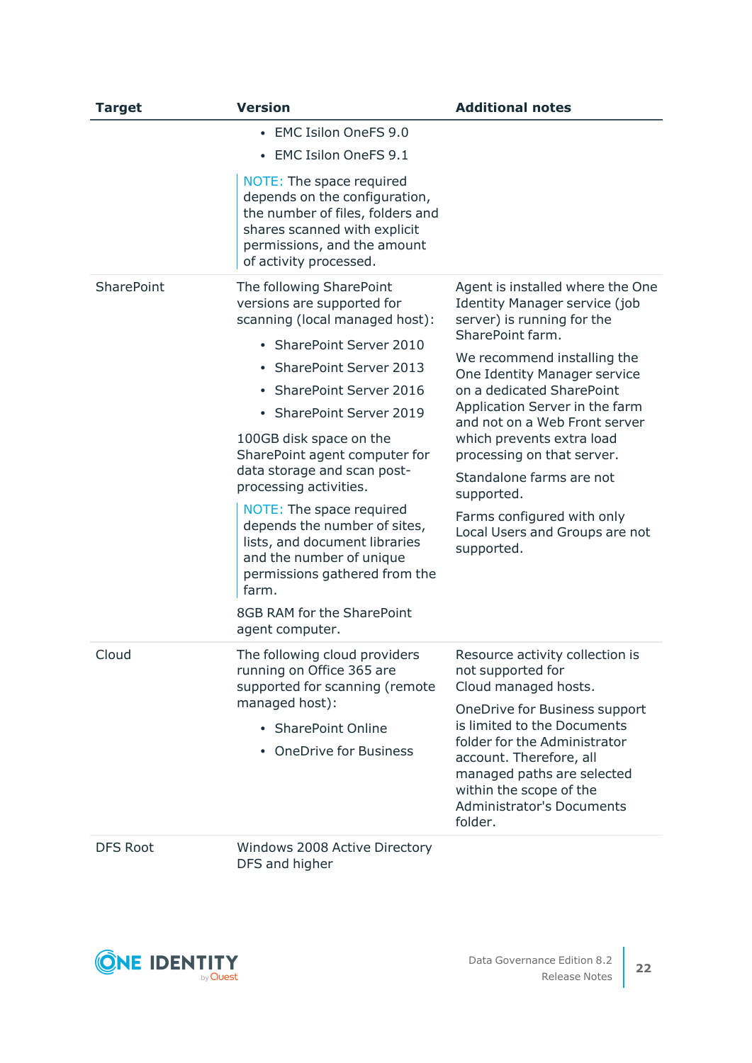| Target | Version | Additional notes |
|---|---|---|
| | • EMC Isilon OneFS 9.0<br>• EMC Isilon OneFS 9.1<br><br>NOTE: The space required depends on the configuration, the number of files, folders and shares scanned with explicit permissions, and the amount of activity processed. | |
| SharePoint | The following SharePoint versions are supported for scanning (local managed host):<br>• SharePoint Server 2010<br>• SharePoint Server 2013<br>• SharePoint Server 2016<br>• SharePoint Server 2019<br><br>100GB disk space on the SharePoint agent computer for data storage and scan post-processing activities.<br><br>NOTE: The space required depends the number of sites, lists, and document libraries and the number of unique permissions gathered from the farm.<br><br>8GB RAM for the SharePoint agent computer. | Agent is installed where the One Identity Manager service (job server) is running for the SharePoint farm.<br><br>We recommend installing the One Identity Manager service on a dedicated SharePoint Application Server in the farm and not on a Web Front server which prevents extra load processing on that server.<br><br>Standalone farms are not supported.<br><br>Farms configured with only Local Users and Groups are not supported. |
| Cloud | The following cloud providers running on Office 365 are supported for scanning (remote managed host):<br>• SharePoint Online<br>• OneDrive for Business | Resource activity collection is not supported for Cloud managed hosts.<br><br>OneDrive for Business support is limited to the Documents folder for the Administrator account. Therefore, all managed paths are selected within the scope of the Administrator's Documents folder. |
| DFS Root | Windows 2008 Active Directory DFS and higher | |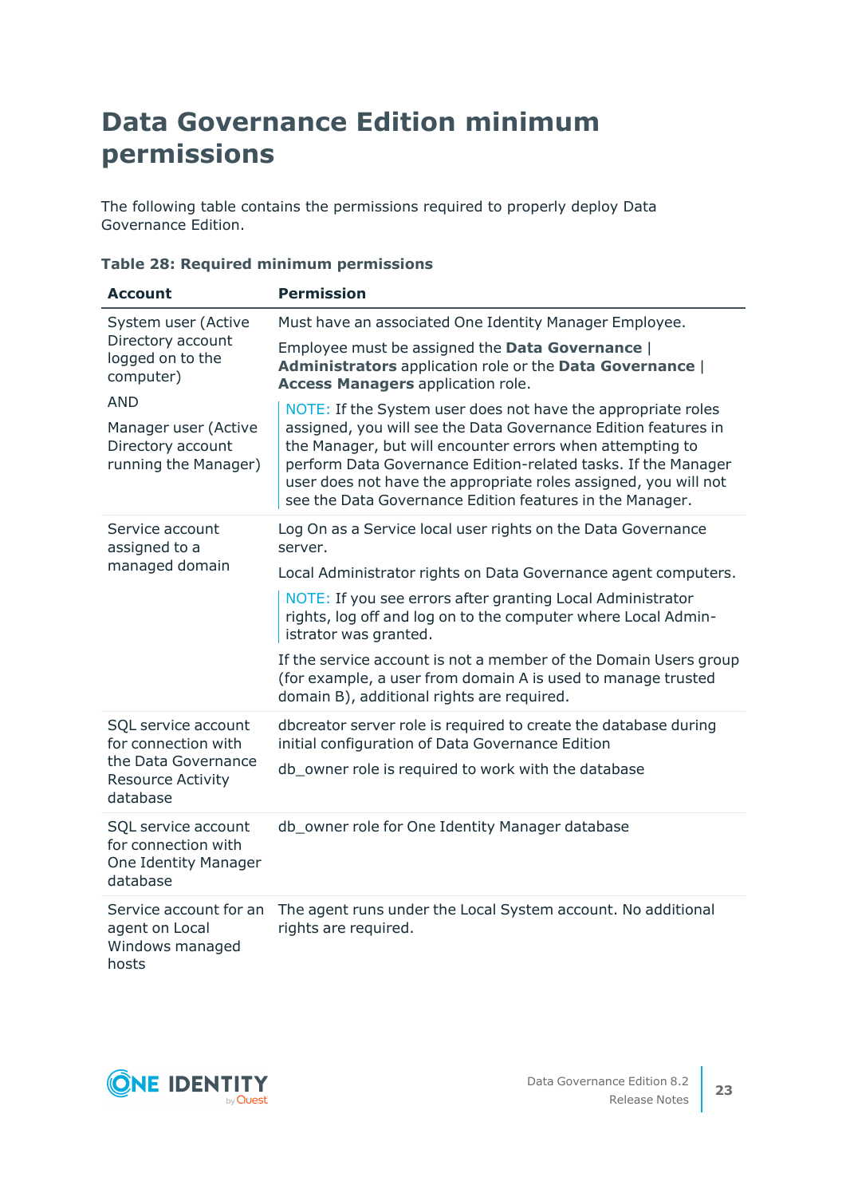# Data Governance Edition minimum permissions

The following table contains the permissions required to properly deploy Data Governance Edition.

**Table 28: Required minimum permissions**

| Account | Permission |
| --- | --- |
| System user (Active Directory account logged on to the computer)<br><br>AND<br><br>Manager user (Active Directory account running the Manager) | Must have an associated One Identity Manager Employee.<br><br>Employee must be assigned the **Data Governance \| Administrators** application role or the **Data Governance \| Access Managers** application role.<br><br>NOTE: If the System user does not have the appropriate roles assigned, you will see the Data Governance Edition features in the Manager, but will encounter errors when attempting to perform Data Governance Edition-related tasks. If the Manager user does not have the appropriate roles assigned, you will not see the Data Governance Edition features in the Manager. |
| Service account assigned to a managed domain | Log On as a Service local user rights on the Data Governance server.<br><br>Local Administrator rights on Data Governance agent computers.<br><br>NOTE: If you see errors after granting Local Administrator rights, log off and log on to the computer where Local Administrator was granted.<br><br>If the service account is not a member of the Domain Users group (for example, a user from domain A is used to manage trusted domain B), additional rights are required. |
| SQL service account for connection with the Data Governance Resource Activity database | dbcreator server role is required to create the database during initial configuration of Data Governance Edition<br><br>db_owner role is required to work with the database |
| SQL service account for connection with One Identity Manager database | db_owner role for One Identity Manager database |
| Service account for an agent on Local Windows managed hosts | The agent runs under the Local System account. No additional rights are required. |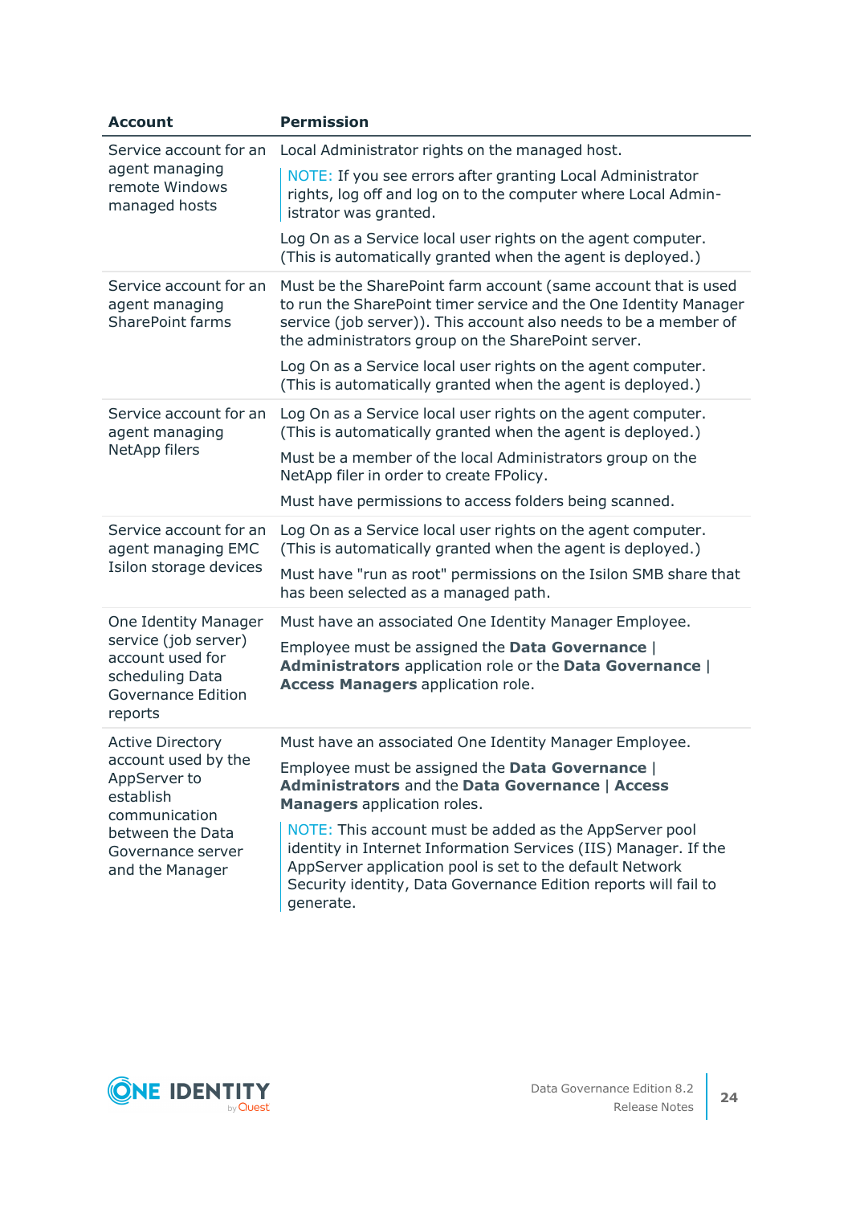| Account | Permission |
| --- | --- |
| Service account for an agent managing remote Windows managed hosts | Local Administrator rights on the managed host.<br><br>NOTE: If you see errors after granting Local Administrator rights, log off and log on to the computer where Local Administrator was granted.<br><br>Log On as a Service local user rights on the agent computer. (This is automatically granted when the agent is deployed.) |
| Service account for an agent managing SharePoint farms | Must be the SharePoint farm account (same account that is used to run the SharePoint timer service and the One Identity Manager service (job server)). This account also needs to be a member of the administrators group on the SharePoint server.<br><br>Log On as a Service local user rights on the agent computer. (This is automatically granted when the agent is deployed.) |
| Service account for an agent managing NetApp filers | Log On as a Service local user rights on the agent computer. (This is automatically granted when the agent is deployed.)<br><br>Must be a member of the local Administrators group on the NetApp filer in order to create FPolicy.<br><br>Must have permissions to access folders being scanned. |
| Service account for an agent managing EMC Isilon storage devices | Log On as a Service local user rights on the agent computer. (This is automatically granted when the agent is deployed.)<br><br>Must have "run as root" permissions on the Isilon SMB share that has been selected as a managed path. |
| One Identity Manager service (job server) account used for scheduling Data Governance Edition reports | Must have an associated One Identity Manager Employee.<br><br>Employee must be assigned the **Data Governance** \| **Administrators** application role or the **Data Governance** \| **Access Managers** application role. |
| Active Directory account used by the AppServer to establish communication between the Data Governance server and the Manager | Must have an associated One Identity Manager Employee.<br><br>Employee must be assigned the **Data Governance** \| **Administrators** and the **Data Governance** \| **Access Managers** application roles.<br><br>NOTE: This account must be added as the AppServer pool identity in Internet Information Services (IIS) Manager. If the AppServer application pool is set to the default Network Security identity, Data Governance Edition reports will fail to generate. |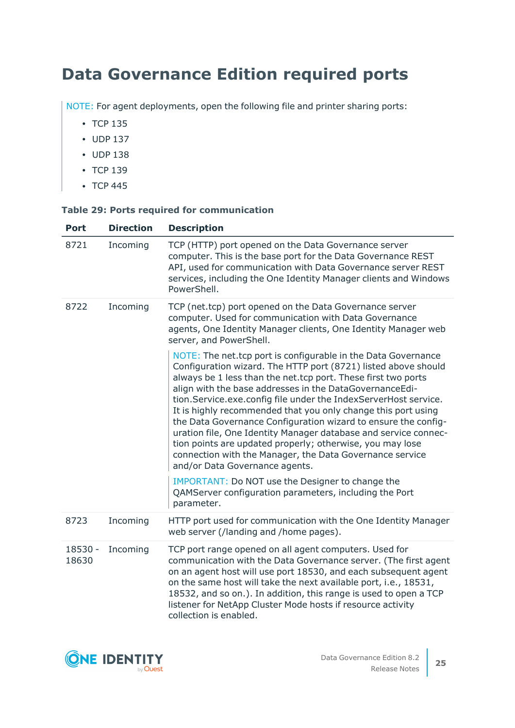# Data Governance Edition required ports

NOTE: For agent deployments, open the following file and printer sharing ports:

- TCP 135
- UDP 137
- UDP 138
- TCP 139
- TCP 445

**Table 29: Ports required for communication**

| Port | Direction | Description |
|---|---|---|
| 8721 | Incoming | TCP (HTTP) port opened on the Data Governance server computer. This is the base port for the Data Governance REST API, used for communication with Data Governance server REST services, including the One Identity Manager clients and Windows PowerShell. |
| 8722 | Incoming | TCP (net.tcp) port opened on the Data Governance server computer. Used for communication with Data Governance agents, One Identity Manager clients, One Identity Manager web server, and PowerShell.<br><br>NOTE: The net.tcp port is configurable in the Data Governance Configuration wizard. The HTTP port (8721) listed above should always be 1 less than the net.tcp port. These first two ports align with the base addresses in the DataGovernanceEdition.Service.exe.config file under the IndexServerHost service. It is highly recommended that you only change this port using the Data Governance Configuration wizard to ensure the configuration file, One Identity Manager database and service connection points are updated properly; otherwise, you may lose connection with the Manager, the Data Governance service and/or Data Governance agents.<br><br>IMPORTANT: Do NOT use the Designer to change the QAMServer configuration parameters, including the Port parameter. |
| 8723 | Incoming | HTTP port used for communication with the One Identity Manager web server (/landing and /home pages). |
| 18530 - 18630 | Incoming | TCP port range opened on all agent computers. Used for communication with the Data Governance server. (The first agent on an agent host will use port 18530, and each subsequent agent on the same host will take the next available port, i.e., 18531, 18532, and so on.). In addition, this range is used to open a TCP listener for NetApp Cluster Mode hosts if resource activity collection is enabled. |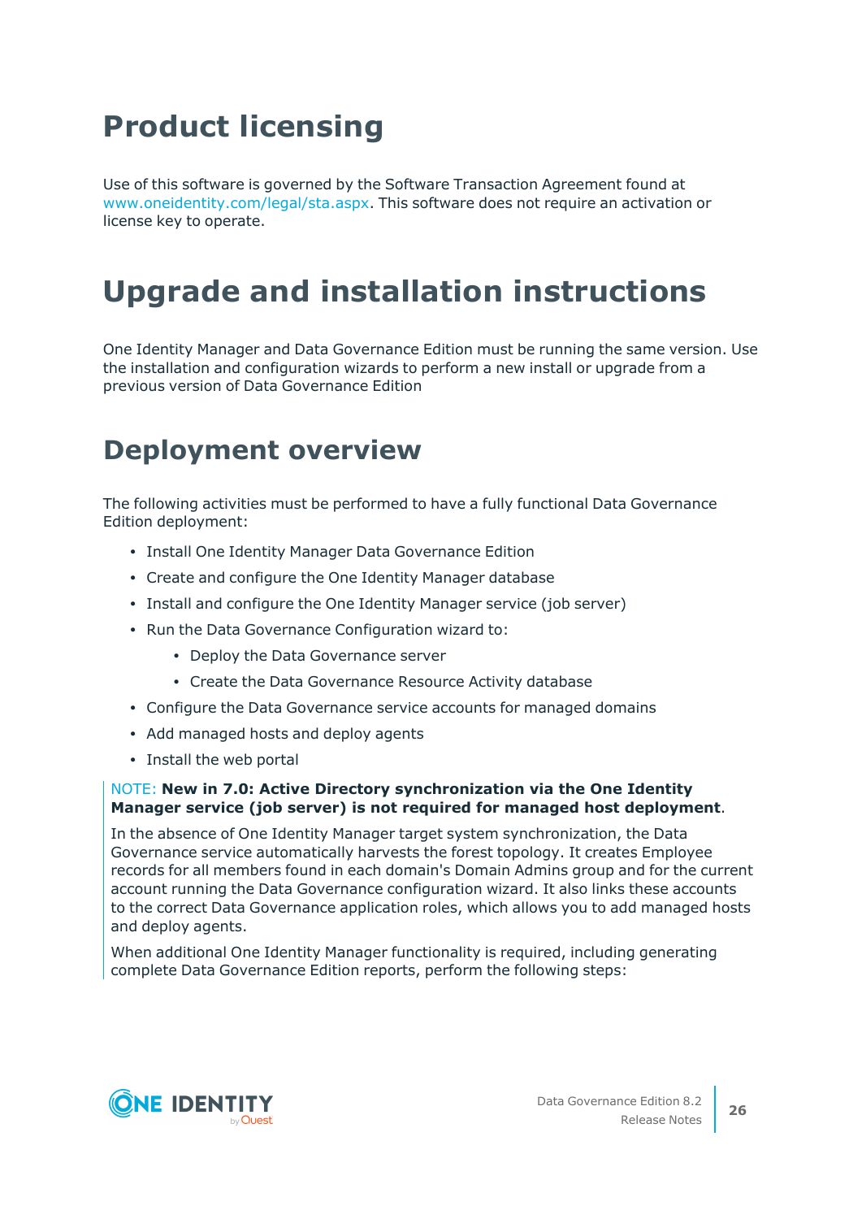# Product licensing

Use of this software is governed by the Software Transaction Agreement found at www.oneidentity.com/legal/sta.aspx. This software does not require an activation or license key to operate.

# Upgrade and installation instructions

One Identity Manager and Data Governance Edition must be running the same version. Use the installation and configuration wizards to perform a new install or upgrade from a previous version of Data Governance Edition

## Deployment overview

The following activities must be performed to have a fully functional Data Governance Edition deployment:

- Install One Identity Manager Data Governance Edition
- Create and configure the One Identity Manager database
- Install and configure the One Identity Manager service (job server)
- Run the Data Governance Configuration wizard to:
    - Deploy the Data Governance server
    - Create the Data Governance Resource Activity database
- Configure the Data Governance service accounts for managed domains
- Add managed hosts and deploy agents
- Install the web portal

NOTE: **New in 7.0: Active Directory synchronization via the One Identity Manager service (job server) is not required for managed host deployment**.

In the absence of One Identity Manager target system synchronization, the Data Governance service automatically harvests the forest topology. It creates Employee records for all members found in each domain's Domain Admins group and for the current account running the Data Governance configuration wizard. It also links these accounts to the correct Data Governance application roles, which allows you to add managed hosts and deploy agents.

When additional One Identity Manager functionality is required, including generating complete Data Governance Edition reports, perform the following steps: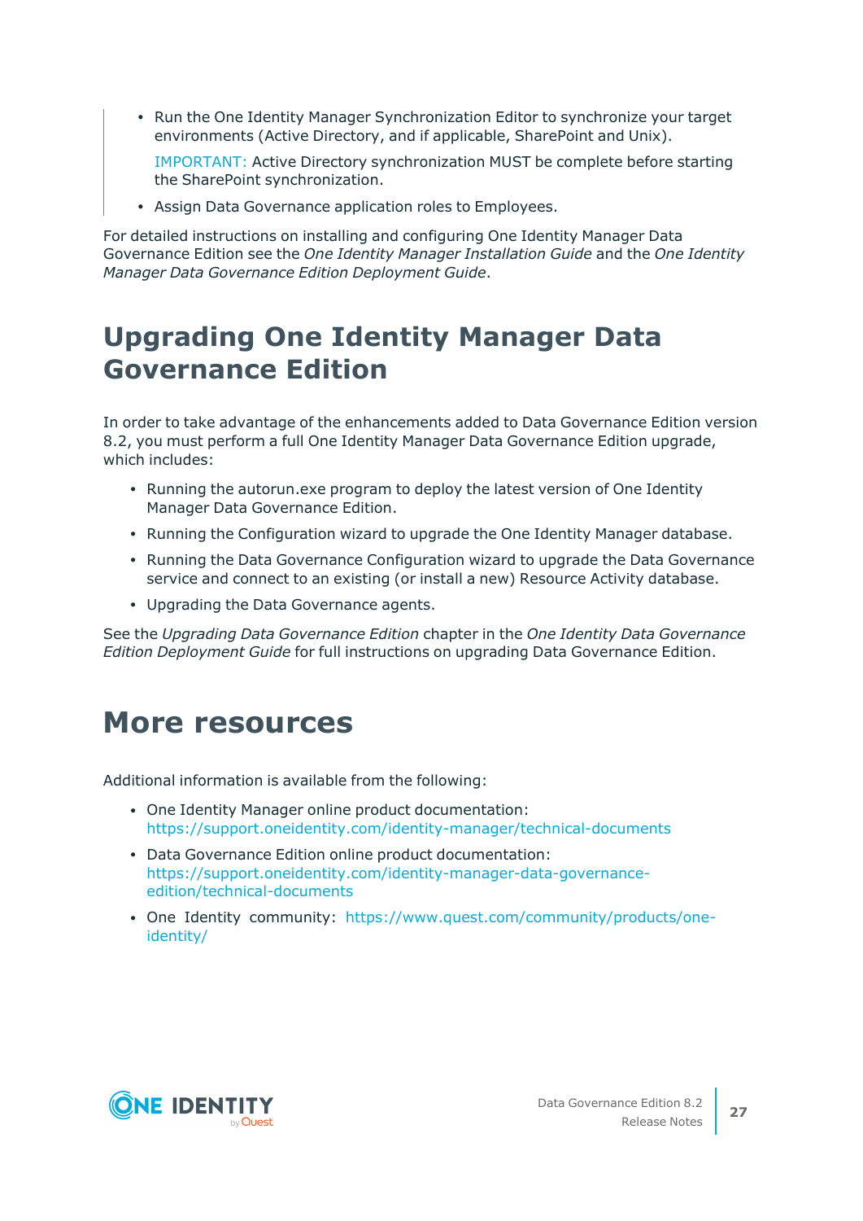- Run the One Identity Manager Synchronization Editor to synchronize your target environments (Active Directory, and if applicable, SharePoint and Unix).

  IMPORTANT: Active Directory synchronization MUST be complete before starting the SharePoint synchronization.

- Assign Data Governance application roles to Employees.

For detailed instructions on installing and configuring One Identity Manager Data Governance Edition see the *One Identity Manager Installation Guide* and the *One Identity Manager Data Governance Edition Deployment Guide*.

# Upgrading One Identity Manager Data Governance Edition

In order to take advantage of the enhancements added to Data Governance Edition version 8.2, you must perform a full One Identity Manager Data Governance Edition upgrade, which includes:

- Running the autorun.exe program to deploy the latest version of One Identity Manager Data Governance Edition.
- Running the Configuration wizard to upgrade the One Identity Manager database.
- Running the Data Governance Configuration wizard to upgrade the Data Governance service and connect to an existing (or install a new) Resource Activity database.
- Upgrading the Data Governance agents.

See the *Upgrading Data Governance Edition* chapter in the *One Identity Data Governance Edition Deployment Guide* for full instructions on upgrading Data Governance Edition.

# More resources

Additional information is available from the following:

- One Identity Manager online product documentation: https://support.oneidentity.com/identity-manager/technical-documents
- Data Governance Edition online product documentation: https://support.oneidentity.com/identity-manager-data-governance-edition/technical-documents
- One Identity community: https://www.quest.com/community/products/one-identity/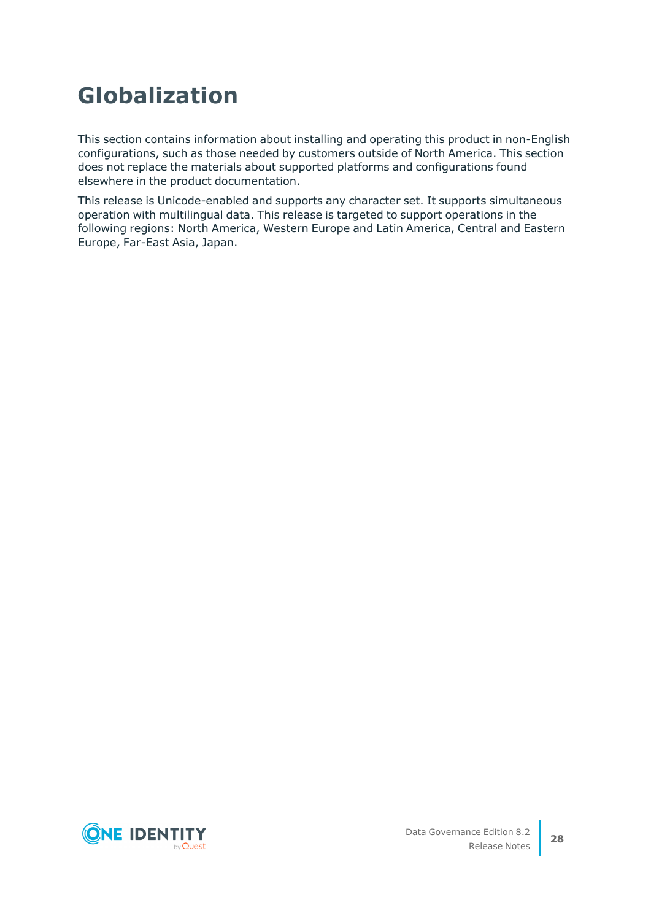# Globalization

This section contains information about installing and operating this product in non-English configurations, such as those needed by customers outside of North America. This section does not replace the materials about supported platforms and configurations found elsewhere in the product documentation.

This release is Unicode-enabled and supports any character set. It supports simultaneous operation with multilingual data. This release is targeted to support operations in the following regions: North America, Western Europe and Latin America, Central and Eastern Europe, Far-East Asia, Japan.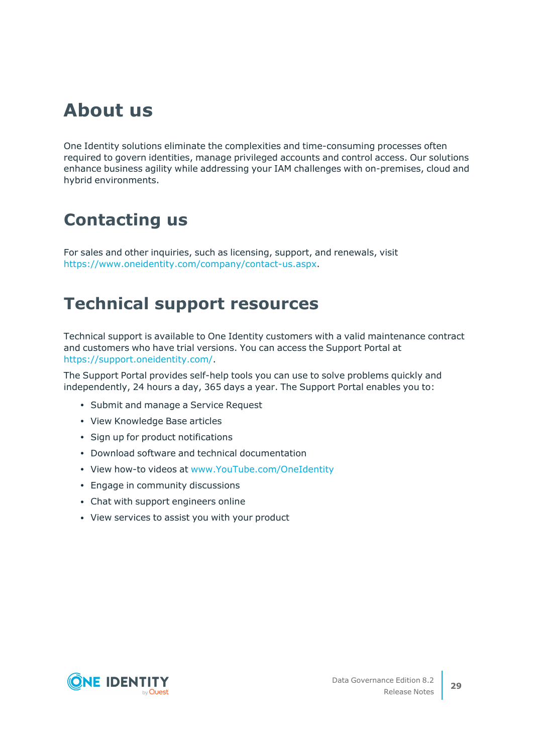# About us

One Identity solutions eliminate the complexities and time-consuming processes often required to govern identities, manage privileged accounts and control access. Our solutions enhance business agility while addressing your IAM challenges with on-premises, cloud and hybrid environments.

# Contacting us

For sales and other inquiries, such as licensing, support, and renewals, visit https://www.oneidentity.com/company/contact-us.aspx.

# Technical support resources

Technical support is available to One Identity customers with a valid maintenance contract and customers who have trial versions. You can access the Support Portal at https://support.oneidentity.com/.

The Support Portal provides self-help tools you can use to solve problems quickly and independently, 24 hours a day, 365 days a year. The Support Portal enables you to:

- Submit and manage a Service Request
- View Knowledge Base articles
- Sign up for product notifications
- Download software and technical documentation
- View how-to videos at www.YouTube.com/OneIdentity
- Engage in community discussions
- Chat with support engineers online
- View services to assist you with your product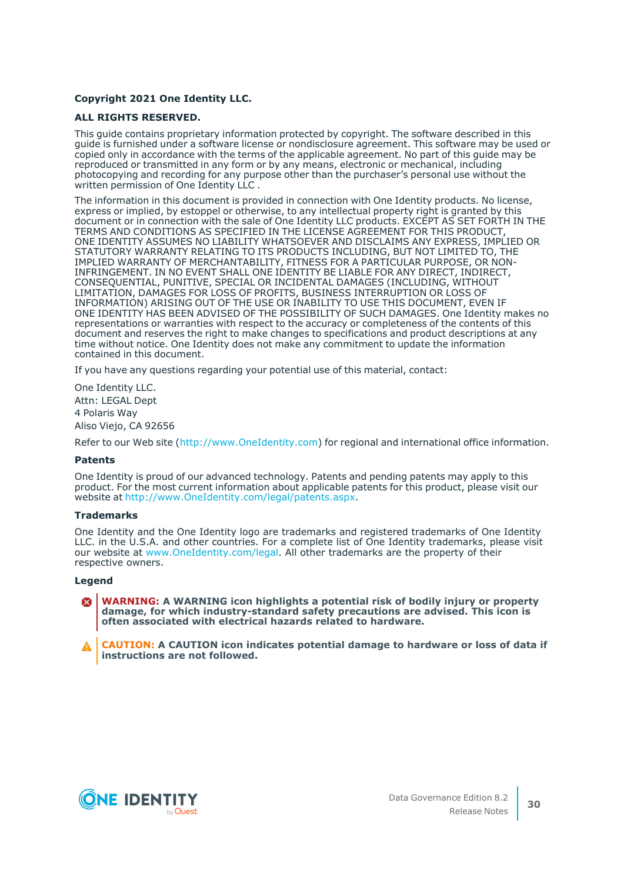**Copyright 2021 One Identity LLC.**

**ALL RIGHTS RESERVED.**

This guide contains proprietary information protected by copyright. The software described in this guide is furnished under a software license or nondisclosure agreement. This software may be used or copied only in accordance with the terms of the applicable agreement. No part of this guide may be reproduced or transmitted in any form or by any means, electronic or mechanical, including photocopying and recording for any purpose other than the purchaser's personal use without the written permission of One Identity LLC .

The information in this document is provided in connection with One Identity products. No license, express or implied, by estoppel or otherwise, to any intellectual property right is granted by this document or in connection with the sale of One Identity LLC products. EXCEPT AS SET FORTH IN THE TERMS AND CONDITIONS AS SPECIFIED IN THE LICENSE AGREEMENT FOR THIS PRODUCT, ONE IDENTITY ASSUMES NO LIABILITY WHATSOEVER AND DISCLAIMS ANY EXPRESS, IMPLIED OR STATUTORY WARRANTY RELATING TO ITS PRODUCTS INCLUDING, BUT NOT LIMITED TO, THE IMPLIED WARRANTY OF MERCHANTABILITY, FITNESS FOR A PARTICULAR PURPOSE, OR NON-INFRINGEMENT. IN NO EVENT SHALL ONE IDENTITY BE LIABLE FOR ANY DIRECT, INDIRECT, CONSEQUENTIAL, PUNITIVE, SPECIAL OR INCIDENTAL DAMAGES (INCLUDING, WITHOUT LIMITATION, DAMAGES FOR LOSS OF PROFITS, BUSINESS INTERRUPTION OR LOSS OF INFORMATION) ARISING OUT OF THE USE OR INABILITY TO USE THIS DOCUMENT, EVEN IF ONE IDENTITY HAS BEEN ADVISED OF THE POSSIBILITY OF SUCH DAMAGES. One Identity makes no representations or warranties with respect to the accuracy or completeness of the contents of this document and reserves the right to make changes to specifications and product descriptions at any time without notice. One Identity does not make any commitment to update the information contained in this document.

If you have any questions regarding your potential use of this material, contact:

One Identity LLC.
Attn: LEGAL Dept
4 Polaris Way
Aliso Viejo, CA 92656

Refer to our Web site (http://www.OneIdentity.com) for regional and international office information.

### Patents

One Identity is proud of our advanced technology. Patents and pending patents may apply to this product. For the most current information about applicable patents for this product, please visit our website at http://www.OneIdentity.com/legal/patents.aspx.

### Trademarks

One Identity and the One Identity logo are trademarks and registered trademarks of One Identity LLC. in the U.S.A. and other countries. For a complete list of One Identity trademarks, please visit our website at www.OneIdentity.com/legal. All other trademarks are the property of their respective owners.

### Legend

**WARNING: A WARNING icon highlights a potential risk of bodily injury or property damage, for which industry-standard safety precautions are advised. This icon is often associated with electrical hazards related to hardware.**

**CAUTION: A CAUTION icon indicates potential damage to hardware or loss of data if instructions are not followed.**